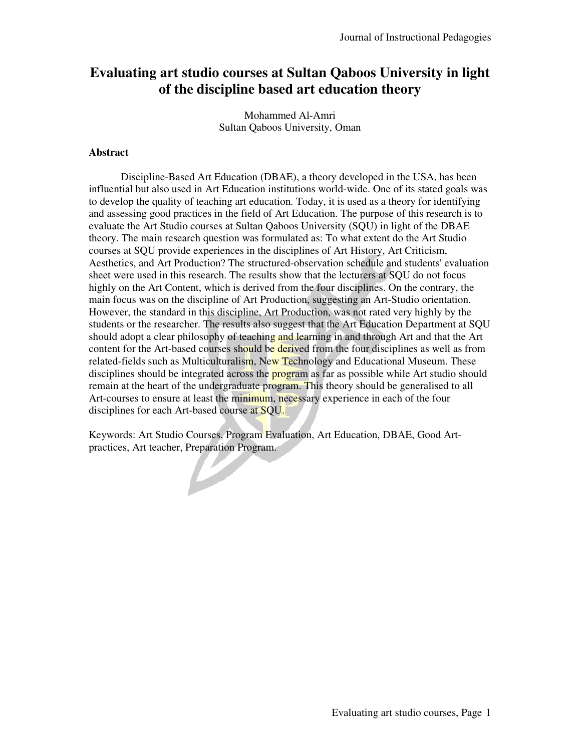# Evaluating art studio courses at Sultan Qaboos University in light of the discipline based art education theory

Mohammed Al-Amri
Sultan Qaboos University, Oman

## Abstract

Discipline-Based Art Education (DBAE), a theory developed in the USA, has been influential but also used in Art Education institutions world-wide. One of its stated goals was to develop the quality of teaching art education. Today, it is used as a theory for identifying and assessing good practices in the field of Art Education. The purpose of this research is to evaluate the Art Studio courses at Sultan Qaboos University (SQU) in light of the DBAE theory. The main research question was formulated as: To what extent do the Art Studio courses at SQU provide experiences in the disciplines of Art History, Art Criticism, Aesthetics, and Art Production? The structured-observation schedule and students' evaluation sheet were used in this research. The results show that the lecturers at SQU do not focus highly on the Art Content, which is derived from the four disciplines. On the contrary, the main focus was on the discipline of Art Production, suggesting an Art-Studio orientation. However, the standard in this discipline, Art Production, was not rated very highly by the students or the researcher. The results also suggest that the Art Education Department at SQU should adopt a clear philosophy of teaching and learning in and through Art and that the Art content for the Art-based courses should be derived from the four disciplines as well as from related-fields such as Multiculturalism, New Technology and Educational Museum. These disciplines should be integrated across the program as far as possible while Art studio should remain at the heart of the undergraduate program. This theory should be generalised to all Art-courses to ensure at least the minimum, necessary experience in each of the four disciplines for each Art-based course at SQU.

Keywords: Art Studio Courses, Program Evaluation, Art Education, DBAE, Good Art-practices, Art teacher, Preparation Program.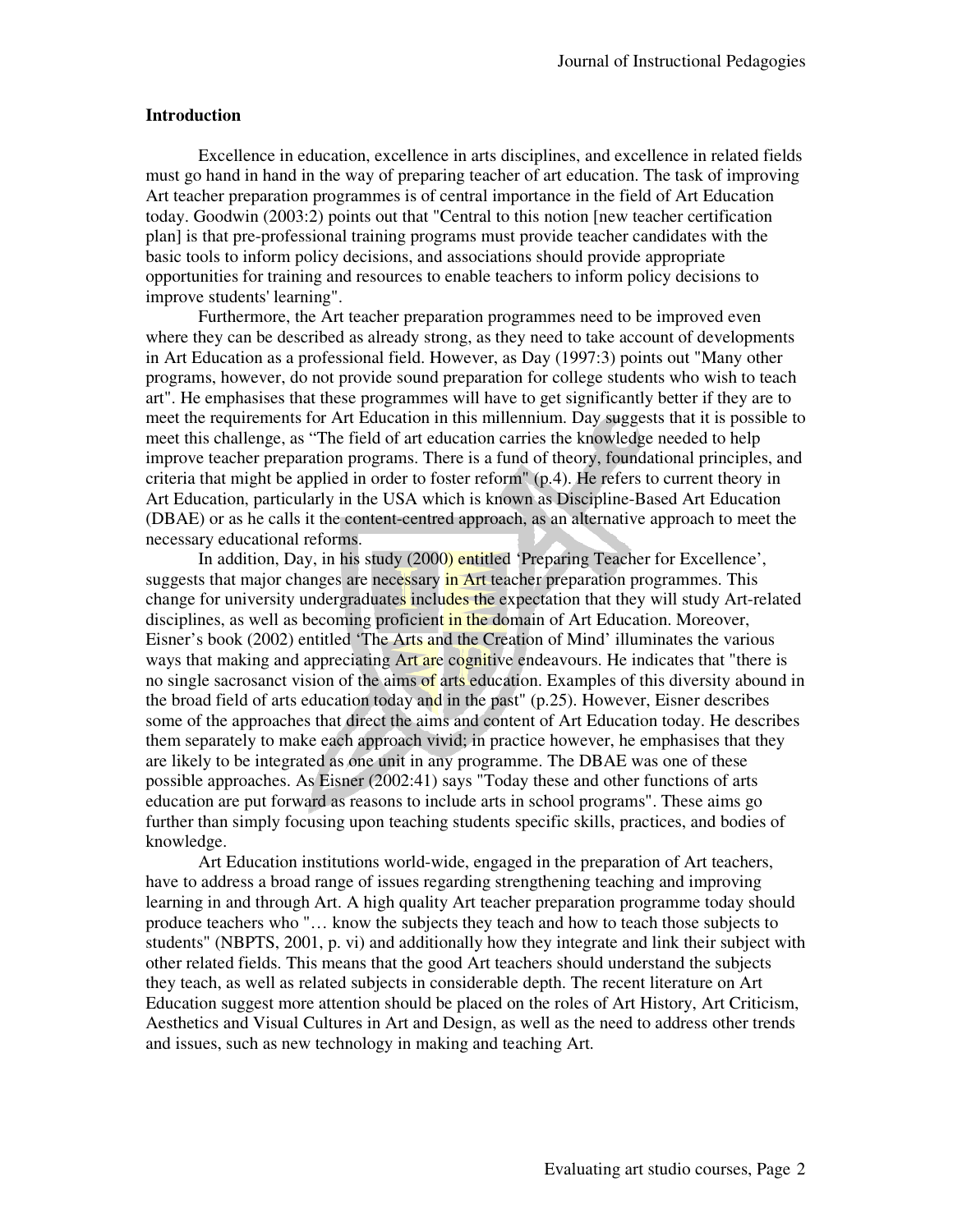## Introduction

Excellence in education, excellence in arts disciplines, and excellence in related fields must go hand in hand in the way of preparing teacher of art education. The task of improving Art teacher preparation programmes is of central importance in the field of Art Education today. Goodwin (2003:2) points out that "Central to this notion [new teacher certification plan] is that pre-professional training programs must provide teacher candidates with the basic tools to inform policy decisions, and associations should provide appropriate opportunities for training and resources to enable teachers to inform policy decisions to improve students' learning".

Furthermore, the Art teacher preparation programmes need to be improved even where they can be described as already strong, as they need to take account of developments in Art Education as a professional field. However, as Day (1997:3) points out "Many other programs, however, do not provide sound preparation for college students who wish to teach art". He emphasises that these programmes will have to get significantly better if they are to meet the requirements for Art Education in this millennium. Day suggests that it is possible to meet this challenge, as "The field of art education carries the knowledge needed to help improve teacher preparation programs. There is a fund of theory, foundational principles, and criteria that might be applied in order to foster reform" (p.4). He refers to current theory in Art Education, particularly in the USA which is known as Discipline-Based Art Education (DBAE) or as he calls it the content-centred approach, as an alternative approach to meet the necessary educational reforms.

In addition, Day, in his study (2000) entitled 'Preparing Teacher for Excellence', suggests that major changes are necessary in Art teacher preparation programmes. This change for university undergraduates includes the expectation that they will study Art-related disciplines, as well as becoming proficient in the domain of Art Education. Moreover, Eisner's book (2002) entitled 'The Arts and the Creation of Mind' illuminates the various ways that making and appreciating Art are cognitive endeavours. He indicates that "there is no single sacrosanct vision of the aims of arts education. Examples of this diversity abound in the broad field of arts education today and in the past" (p.25). However, Eisner describes some of the approaches that direct the aims and content of Art Education today. He describes them separately to make each approach vivid; in practice however, he emphasises that they are likely to be integrated as one unit in any programme. The DBAE was one of these possible approaches. As Eisner (2002:41) says "Today these and other functions of arts education are put forward as reasons to include arts in school programs". These aims go further than simply focusing upon teaching students specific skills, practices, and bodies of knowledge.

Art Education institutions world-wide, engaged in the preparation of Art teachers, have to address a broad range of issues regarding strengthening teaching and improving learning in and through Art. A high quality Art teacher preparation programme today should produce teachers who "… know the subjects they teach and how to teach those subjects to students" (NBPTS, 2001, p. vi) and additionally how they integrate and link their subject with other related fields. This means that the good Art teachers should understand the subjects they teach, as well as related subjects in considerable depth. The recent literature on Art Education suggest more attention should be placed on the roles of Art History, Art Criticism, Aesthetics and Visual Cultures in Art and Design, as well as the need to address other trends and issues, such as new technology in making and teaching Art.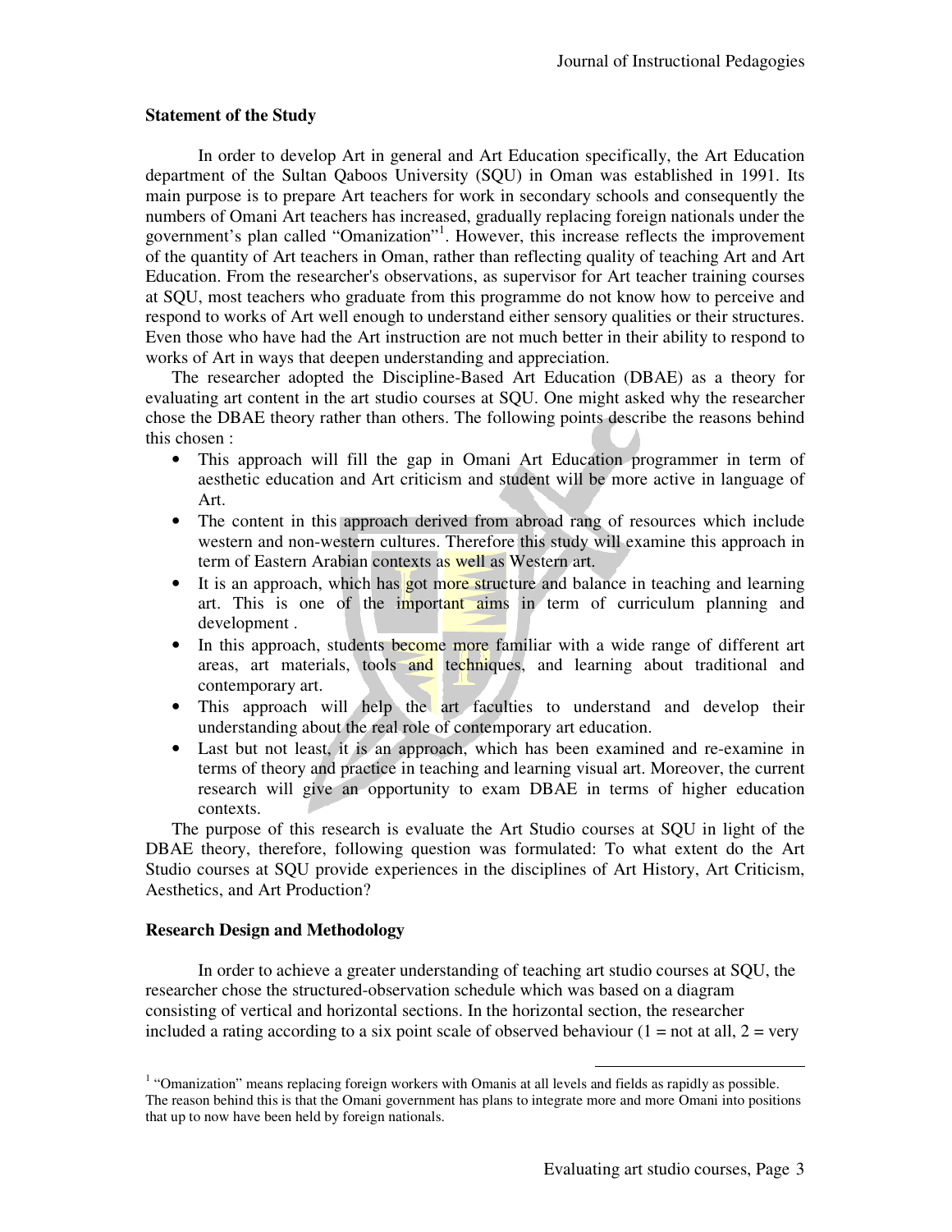**Statement of the Study**

In order to develop Art in general and Art Education specifically, the Art Education department of the Sultan Qaboos University (SQU) in Oman was established in 1991. Its main purpose is to prepare Art teachers for work in secondary schools and consequently the numbers of Omani Art teachers has increased, gradually replacing foreign nationals under the government's plan called "Omanization"[1]. However, this increase reflects the improvement of the quantity of Art teachers in Oman, rather than reflecting quality of teaching Art and Art Education. From the researcher's observations, as supervisor for Art teacher training courses at SQU, most teachers who graduate from this programme do not know how to perceive and respond to works of Art well enough to understand either sensory qualities or their structures. Even those who have had the Art instruction are not much better in their ability to respond to works of Art in ways that deepen understanding and appreciation.

The researcher adopted the Discipline-Based Art Education (DBAE) as a theory for evaluating art content in the art studio courses at SQU. One might asked why the researcher chose the DBAE theory rather than others. The following points describe the reasons behind this chosen :

- This approach will fill the gap in Omani Art Education programmer in term of aesthetic education and Art criticism and student will be more active in language of Art.
- The content in this approach derived from abroad rang of resources which include western and non-western cultures. Therefore this study will examine this approach in term of Eastern Arabian contexts as well as Western art.
- It is an approach, which has got more structure and balance in teaching and learning art. This is one of the important aims in term of curriculum planning and development .
- In this approach, students become more familiar with a wide range of different art areas, art materials, tools and techniques, and learning about traditional and contemporary art.
- This approach will help the art faculties to understand and develop their understanding about the real role of contemporary art education.
- Last but not least, it is an approach, which has been examined and re-examine in terms of theory and practice in teaching and learning visual art. Moreover, the current research will give an opportunity to exam DBAE in terms of higher education contexts.

The purpose of this research is evaluate the Art Studio courses at SQU in light of the DBAE theory, therefore, following question was formulated: To what extent do the Art Studio courses at SQU provide experiences in the disciplines of Art History, Art Criticism, Aesthetics, and Art Production?

**Research Design and Methodology**

In order to achieve a greater understanding of teaching art studio courses at SQU, the researcher chose the structured-observation schedule which was based on a diagram consisting of vertical and horizontal sections. In the horizontal section, the researcher included a rating according to a six point scale of observed behaviour (1 = not at all, 2 = very

[1] "Omanization" means replacing foreign workers with Omanis at all levels and fields as rapidly as possible. The reason behind this is that the Omani government has plans to integrate more and more Omani into positions that up to now have been held by foreign nationals.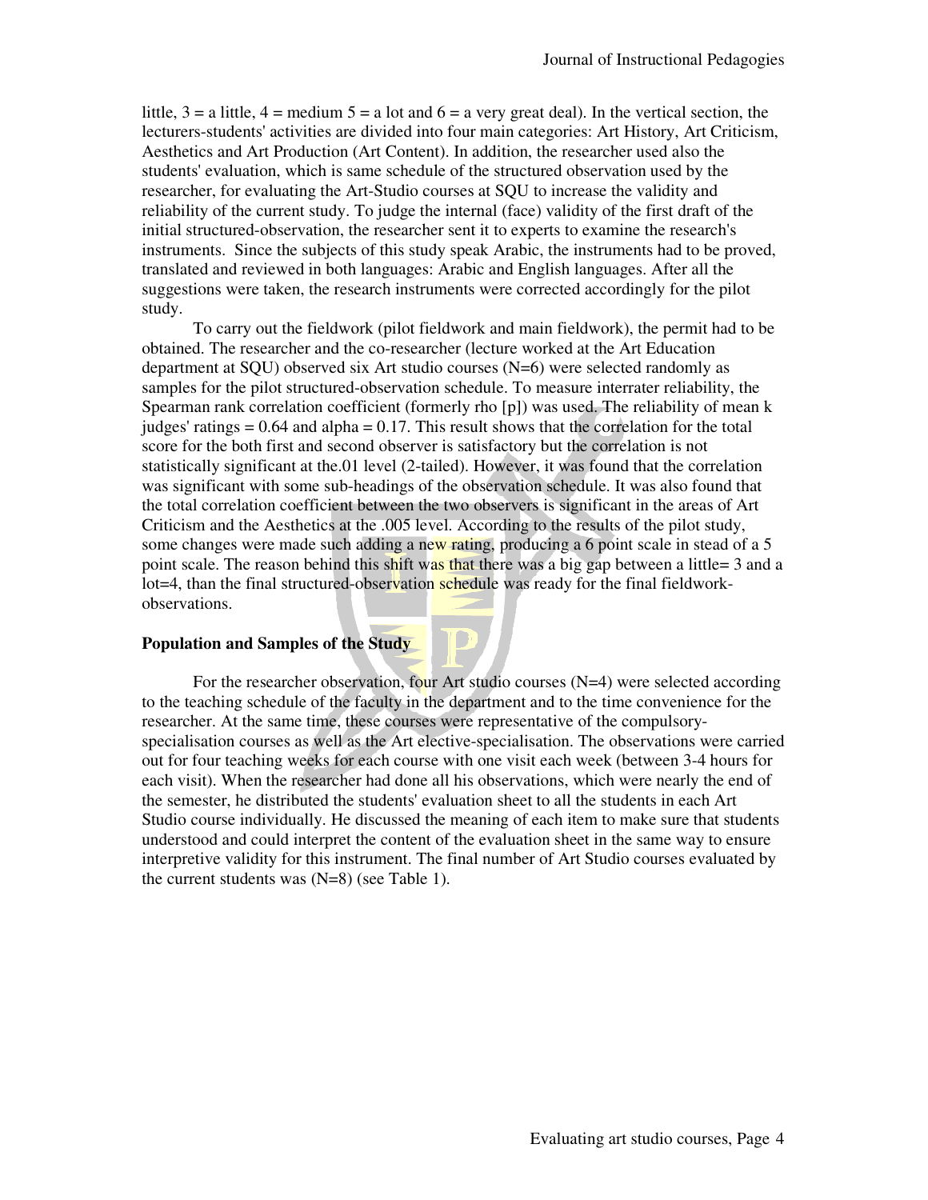little, 3 = a little, 4 = medium 5 = a lot and 6 = a very great deal). In the vertical section, the lecturers-students' activities are divided into four main categories: Art History, Art Criticism, Aesthetics and Art Production (Art Content). In addition, the researcher used also the students' evaluation, which is same schedule of the structured observation used by the researcher, for evaluating the Art-Studio courses at SQU to increase the validity and reliability of the current study. To judge the internal (face) validity of the first draft of the initial structured-observation, the researcher sent it to experts to examine the research's instruments. Since the subjects of this study speak Arabic, the instruments had to be proved, translated and reviewed in both languages: Arabic and English languages. After all the suggestions were taken, the research instruments were corrected accordingly for the pilot study.

To carry out the fieldwork (pilot fieldwork and main fieldwork), the permit had to be obtained. The researcher and the co-researcher (lecture worked at the Art Education department at SQU) observed six Art studio courses (N=6) were selected randomly as samples for the pilot structured-observation schedule. To measure interrater reliability, the Spearman rank correlation coefficient (formerly rho [p]) was used. The reliability of mean k judges' ratings = 0.64 and alpha = 0.17. This result shows that the correlation for the total score for the both first and second observer is satisfactory but the correlation is not statistically significant at the.01 level (2-tailed). However, it was found that the correlation was significant with some sub-headings of the observation schedule. It was also found that the total correlation coefficient between the two observers is significant in the areas of Art Criticism and the Aesthetics at the .005 level. According to the results of the pilot study, some changes were made such adding a new rating, producing a 6 point scale in stead of a 5 point scale. The reason behind this shift was that there was a big gap between a little= 3 and a lot=4, than the final structured-observation schedule was ready for the final fieldwork-observations.

**Population and Samples of the Study**

For the researcher observation, four Art studio courses (N=4) were selected according to the teaching schedule of the faculty in the department and to the time convenience for the researcher. At the same time, these courses were representative of the compulsory-specialisation courses as well as the Art elective-specialisation. The observations were carried out for four teaching weeks for each course with one visit each week (between 3-4 hours for each visit). When the researcher had done all his observations, which were nearly the end of the semester, he distributed the students' evaluation sheet to all the students in each Art Studio course individually. He discussed the meaning of each item to make sure that students understood and could interpret the content of the evaluation sheet in the same way to ensure interpretive validity for this instrument. The final number of Art Studio courses evaluated by the current students was (N=8) (see Table 1).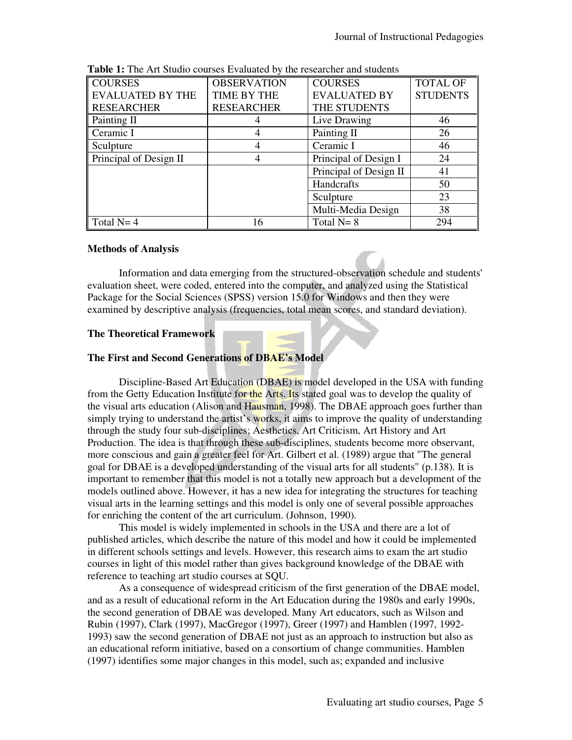**Table 1:** The Art Studio courses Evaluated by the researcher and students

| COURSES EVALUATED BY THE RESEARCHER | OBSERVATION TIME BY THE RESEARCHER | COURSES EVALUATED BY THE STUDENTS | TOTAL OF STUDENTS |
|---|---|---|---|
| Painting II | 4 | Live Drawing | 46 |
| Ceramic I | 4 | Painting II | 26 |
| Sculpture | 4 | Ceramic I | 46 |
| Principal of Design II | 4 | Principal of Design I | 24 |
| | | Principal of Design II | 41 |
| | | Handcrafts | 50 |
| | | Sculpture | 23 |
| | | Multi-Media Design | 38 |
| Total N= 4 | 16 | Total N= 8 | 294 |

**Methods of Analysis**

Information and data emerging from the structured-observation schedule and students' evaluation sheet, were coded, entered into the computer, and analyzed using the Statistical Package for the Social Sciences (SPSS) version 15.0 for Windows and then they were examined by descriptive analysis (frequencies, total mean scores, and standard deviation).

**The Theoretical Framework**

**The First and Second Generations of DBAE's Model**

Discipline-Based Art Education (DBAE) is model developed in the USA with funding from the Getty Education Institute for the Arts. Its stated goal was to develop the quality of the visual arts education (Alison and Hausman, 1998). The DBAE approach goes further than simply trying to understand the artist's works, it aims to improve the quality of understanding through the study four sub-disciplines; Aesthetics, Art Criticism, Art History and Art Production. The idea is that through these sub-disciplines, students become more observant, more conscious and gain a greater feel for Art. Gilbert et al. (1989) argue that "The general goal for DBAE is a developed understanding of the visual arts for all students" (p.138). It is important to remember that this model is not a totally new approach but a development of the models outlined above. However, it has a new idea for integrating the structures for teaching visual arts in the learning settings and this model is only one of several possible approaches for enriching the content of the art curriculum. (Johnson, 1990).

This model is widely implemented in schools in the USA and there are a lot of published articles, which describe the nature of this model and how it could be implemented in different schools settings and levels. However, this research aims to exam the art studio courses in light of this model rather than gives background knowledge of the DBAE with reference to teaching art studio courses at SQU.

As a consequence of widespread criticism of the first generation of the DBAE model, and as a result of educational reform in the Art Education during the 1980s and early 1990s, the second generation of DBAE was developed. Many Art educators, such as Wilson and Rubin (1997), Clark (1997), MacGregor (1997), Greer (1997) and Hamblen (1997, 1992-1993) saw the second generation of DBAE not just as an approach to instruction but also as an educational reform initiative, based on a consortium of change communities. Hamblen (1997) identifies some major changes in this model, such as; expanded and inclusive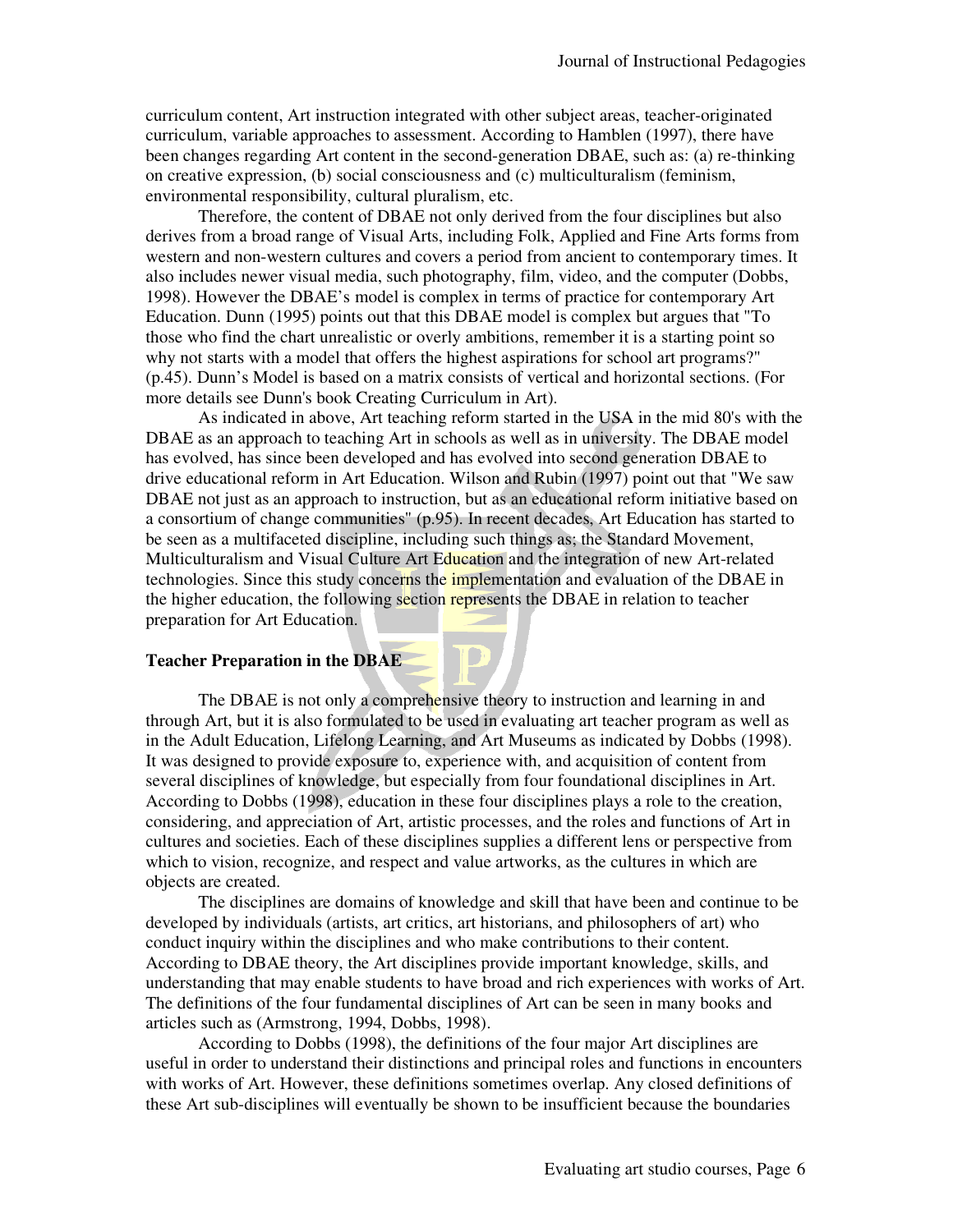curriculum content, Art instruction integrated with other subject areas, teacher-originated curriculum, variable approaches to assessment. According to Hamblen (1997), there have been changes regarding Art content in the second-generation DBAE, such as: (a) re-thinking on creative expression, (b) social consciousness and (c) multiculturalism (feminism, environmental responsibility, cultural pluralism, etc.

Therefore, the content of DBAE not only derived from the four disciplines but also derives from a broad range of Visual Arts, including Folk, Applied and Fine Arts forms from western and non-western cultures and covers a period from ancient to contemporary times. It also includes newer visual media, such photography, film, video, and the computer (Dobbs, 1998). However the DBAE's model is complex in terms of practice for contemporary Art Education. Dunn (1995) points out that this DBAE model is complex but argues that "To those who find the chart unrealistic or overly ambitions, remember it is a starting point so why not starts with a model that offers the highest aspirations for school art programs?" (p.45). Dunn's Model is based on a matrix consists of vertical and horizontal sections. (For more details see Dunn's book Creating Curriculum in Art).

As indicated in above, Art teaching reform started in the USA in the mid 80's with the DBAE as an approach to teaching Art in schools as well as in university. The DBAE model has evolved, has since been developed and has evolved into second generation DBAE to drive educational reform in Art Education. Wilson and Rubin (1997) point out that "We saw DBAE not just as an approach to instruction, but as an educational reform initiative based on a consortium of change communities" (p.95). In recent decades, Art Education has started to be seen as a multifaceted discipline, including such things as; the Standard Movement, Multiculturalism and Visual Culture Art Education and the integration of new Art-related technologies. Since this study concerns the implementation and evaluation of the DBAE in the higher education, the following section represents the DBAE in relation to teacher preparation for Art Education.

**Teacher Preparation in the DBAE**

The DBAE is not only a comprehensive theory to instruction and learning in and through Art, but it is also formulated to be used in evaluating art teacher program as well as in the Adult Education, Lifelong Learning, and Art Museums as indicated by Dobbs (1998). It was designed to provide exposure to, experience with, and acquisition of content from several disciplines of knowledge, but especially from four foundational disciplines in Art. According to Dobbs (1998), education in these four disciplines plays a role to the creation, considering, and appreciation of Art, artistic processes, and the roles and functions of Art in cultures and societies. Each of these disciplines supplies a different lens or perspective from which to vision, recognize, and respect and value artworks, as the cultures in which are objects are created.

The disciplines are domains of knowledge and skill that have been and continue to be developed by individuals (artists, art critics, art historians, and philosophers of art) who conduct inquiry within the disciplines and who make contributions to their content. According to DBAE theory, the Art disciplines provide important knowledge, skills, and understanding that may enable students to have broad and rich experiences with works of Art. The definitions of the four fundamental disciplines of Art can be seen in many books and articles such as (Armstrong, 1994, Dobbs, 1998).

According to Dobbs (1998), the definitions of the four major Art disciplines are useful in order to understand their distinctions and principal roles and functions in encounters with works of Art. However, these definitions sometimes overlap. Any closed definitions of these Art sub-disciplines will eventually be shown to be insufficient because the boundaries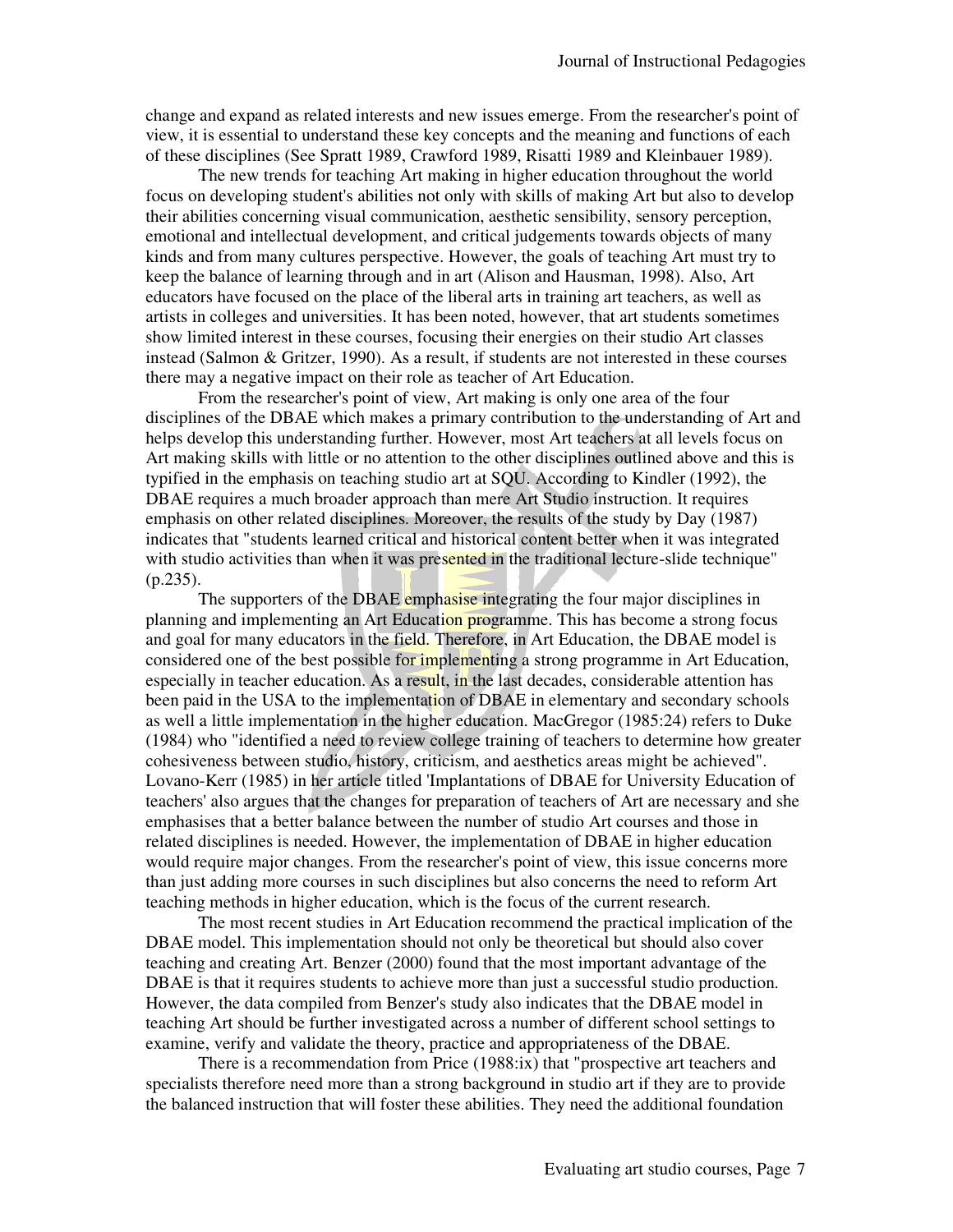change and expand as related interests and new issues emerge. From the researcher's point of view, it is essential to understand these key concepts and the meaning and functions of each of these disciplines (See Spratt 1989, Crawford 1989, Risatti 1989 and Kleinbauer 1989).

The new trends for teaching Art making in higher education throughout the world focus on developing student's abilities not only with skills of making Art but also to develop their abilities concerning visual communication, aesthetic sensibility, sensory perception, emotional and intellectual development, and critical judgements towards objects of many kinds and from many cultures perspective. However, the goals of teaching Art must try to keep the balance of learning through and in art (Alison and Hausman, 1998). Also, Art educators have focused on the place of the liberal arts in training art teachers, as well as artists in colleges and universities. It has been noted, however, that art students sometimes show limited interest in these courses, focusing their energies on their studio Art classes instead (Salmon & Gritzer, 1990). As a result, if students are not interested in these courses there may a negative impact on their role as teacher of Art Education.

From the researcher's point of view, Art making is only one area of the four disciplines of the DBAE which makes a primary contribution to the understanding of Art and helps develop this understanding further. However, most Art teachers at all levels focus on Art making skills with little or no attention to the other disciplines outlined above and this is typified in the emphasis on teaching studio art at SQU. According to Kindler (1992), the DBAE requires a much broader approach than mere Art Studio instruction. It requires emphasis on other related disciplines. Moreover, the results of the study by Day (1987) indicates that "students learned critical and historical content better when it was integrated with studio activities than when it was presented in the traditional lecture-slide technique" (p.235).

The supporters of the DBAE emphasise integrating the four major disciplines in planning and implementing an Art Education programme. This has become a strong focus and goal for many educators in the field. Therefore, in Art Education, the DBAE model is considered one of the best possible for implementing a strong programme in Art Education, especially in teacher education. As a result, in the last decades, considerable attention has been paid in the USA to the implementation of DBAE in elementary and secondary schools as well a little implementation in the higher education. MacGregor (1985:24) refers to Duke (1984) who "identified a need to review college training of teachers to determine how greater cohesiveness between studio, history, criticism, and aesthetics areas might be achieved". Lovano-Kerr (1985) in her article titled 'Implantations of DBAE for University Education of teachers' also argues that the changes for preparation of teachers of Art are necessary and she emphasises that a better balance between the number of studio Art courses and those in related disciplines is needed. However, the implementation of DBAE in higher education would require major changes. From the researcher's point of view, this issue concerns more than just adding more courses in such disciplines but also concerns the need to reform Art teaching methods in higher education, which is the focus of the current research.

The most recent studies in Art Education recommend the practical implication of the DBAE model. This implementation should not only be theoretical but should also cover teaching and creating Art. Benzer (2000) found that the most important advantage of the DBAE is that it requires students to achieve more than just a successful studio production. However, the data compiled from Benzer's study also indicates that the DBAE model in teaching Art should be further investigated across a number of different school settings to examine, verify and validate the theory, practice and appropriateness of the DBAE.

There is a recommendation from Price (1988:ix) that "prospective art teachers and specialists therefore need more than a strong background in studio art if they are to provide the balanced instruction that will foster these abilities. They need the additional foundation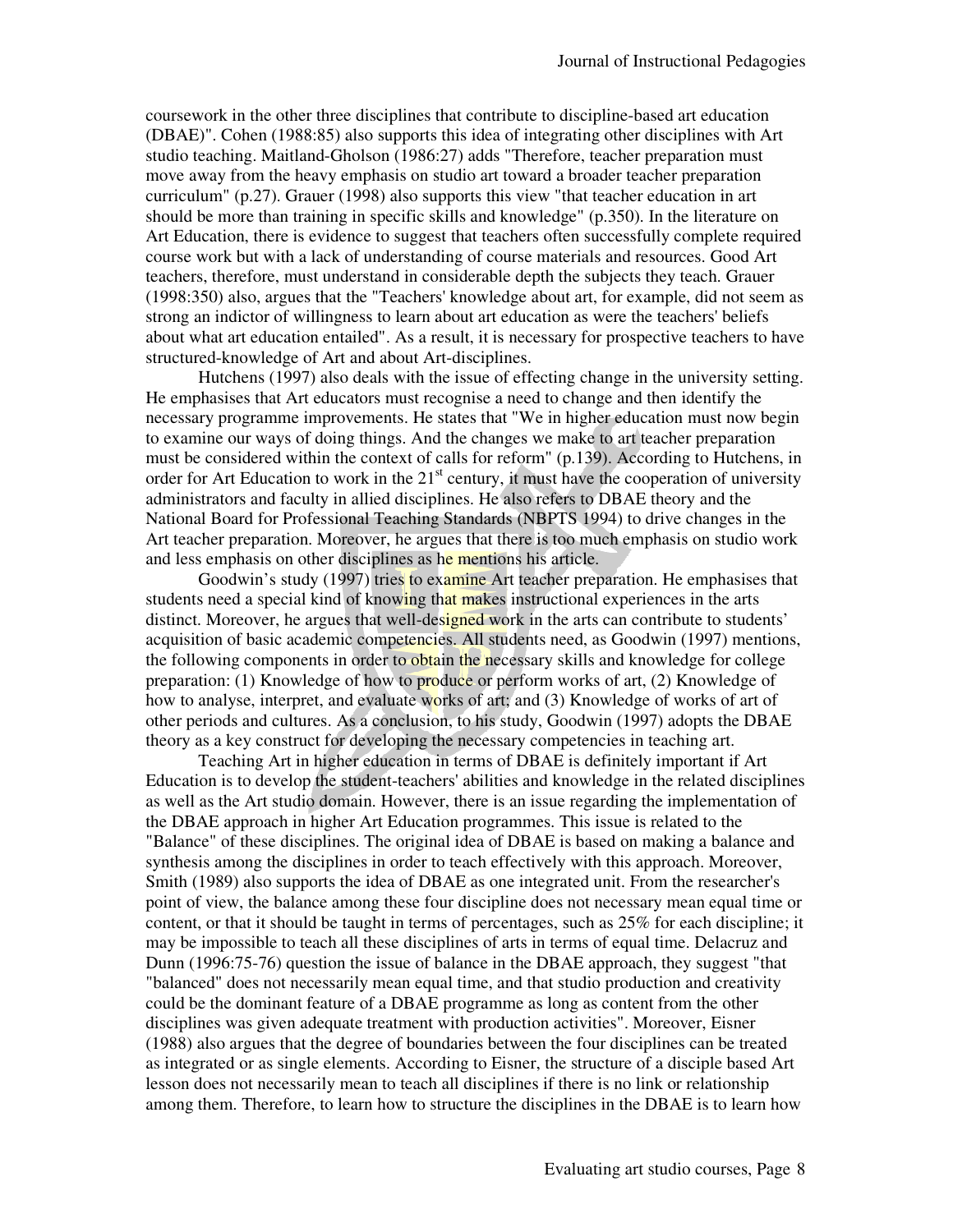coursework in the other three disciplines that contribute to discipline-based art education (DBAE)". Cohen (1988:85) also supports this idea of integrating other disciplines with Art studio teaching. Maitland-Gholson (1986:27) adds "Therefore, teacher preparation must move away from the heavy emphasis on studio art toward a broader teacher preparation curriculum" (p.27). Grauer (1998) also supports this view "that teacher education in art should be more than training in specific skills and knowledge" (p.350). In the literature on Art Education, there is evidence to suggest that teachers often successfully complete required course work but with a lack of understanding of course materials and resources. Good Art teachers, therefore, must understand in considerable depth the subjects they teach. Grauer (1998:350) also, argues that the "Teachers' knowledge about art, for example, did not seem as strong an indictor of willingness to learn about art education as were the teachers' beliefs about what art education entailed". As a result, it is necessary for prospective teachers to have structured-knowledge of Art and about Art-disciplines.

Hutchens (1997) also deals with the issue of effecting change in the university setting. He emphasises that Art educators must recognise a need to change and then identify the necessary programme improvements. He states that "We in higher education must now begin to examine our ways of doing things. And the changes we make to art teacher preparation must be considered within the context of calls for reform" (p.139). According to Hutchens, in order for Art Education to work in the 21st century, it must have the cooperation of university administrators and faculty in allied disciplines. He also refers to DBAE theory and the National Board for Professional Teaching Standards (NBPTS 1994) to drive changes in the Art teacher preparation. Moreover, he argues that there is too much emphasis on studio work and less emphasis on other disciplines as he mentions his article.

Goodwin's study (1997) tries to examine Art teacher preparation. He emphasises that students need a special kind of knowing that makes instructional experiences in the arts distinct. Moreover, he argues that well-designed work in the arts can contribute to students' acquisition of basic academic competencies. All students need, as Goodwin (1997) mentions, the following components in order to obtain the necessary skills and knowledge for college preparation: (1) Knowledge of how to produce or perform works of art, (2) Knowledge of how to analyse, interpret, and evaluate works of art; and (3) Knowledge of works of art of other periods and cultures. As a conclusion, to his study, Goodwin (1997) adopts the DBAE theory as a key construct for developing the necessary competencies in teaching art.

Teaching Art in higher education in terms of DBAE is definitely important if Art Education is to develop the student-teachers' abilities and knowledge in the related disciplines as well as the Art studio domain. However, there is an issue regarding the implementation of the DBAE approach in higher Art Education programmes. This issue is related to the "Balance" of these disciplines. The original idea of DBAE is based on making a balance and synthesis among the disciplines in order to teach effectively with this approach. Moreover, Smith (1989) also supports the idea of DBAE as one integrated unit. From the researcher's point of view, the balance among these four discipline does not necessary mean equal time or content, or that it should be taught in terms of percentages, such as 25% for each discipline; it may be impossible to teach all these disciplines of arts in terms of equal time. Delacruz and Dunn (1996:75-76) question the issue of balance in the DBAE approach, they suggest "that "balanced" does not necessarily mean equal time, and that studio production and creativity could be the dominant feature of a DBAE programme as long as content from the other disciplines was given adequate treatment with production activities". Moreover, Eisner (1988) also argues that the degree of boundaries between the four disciplines can be treated as integrated or as single elements. According to Eisner, the structure of a disciple based Art lesson does not necessarily mean to teach all disciplines if there is no link or relationship among them. Therefore, to learn how to structure the disciplines in the DBAE is to learn how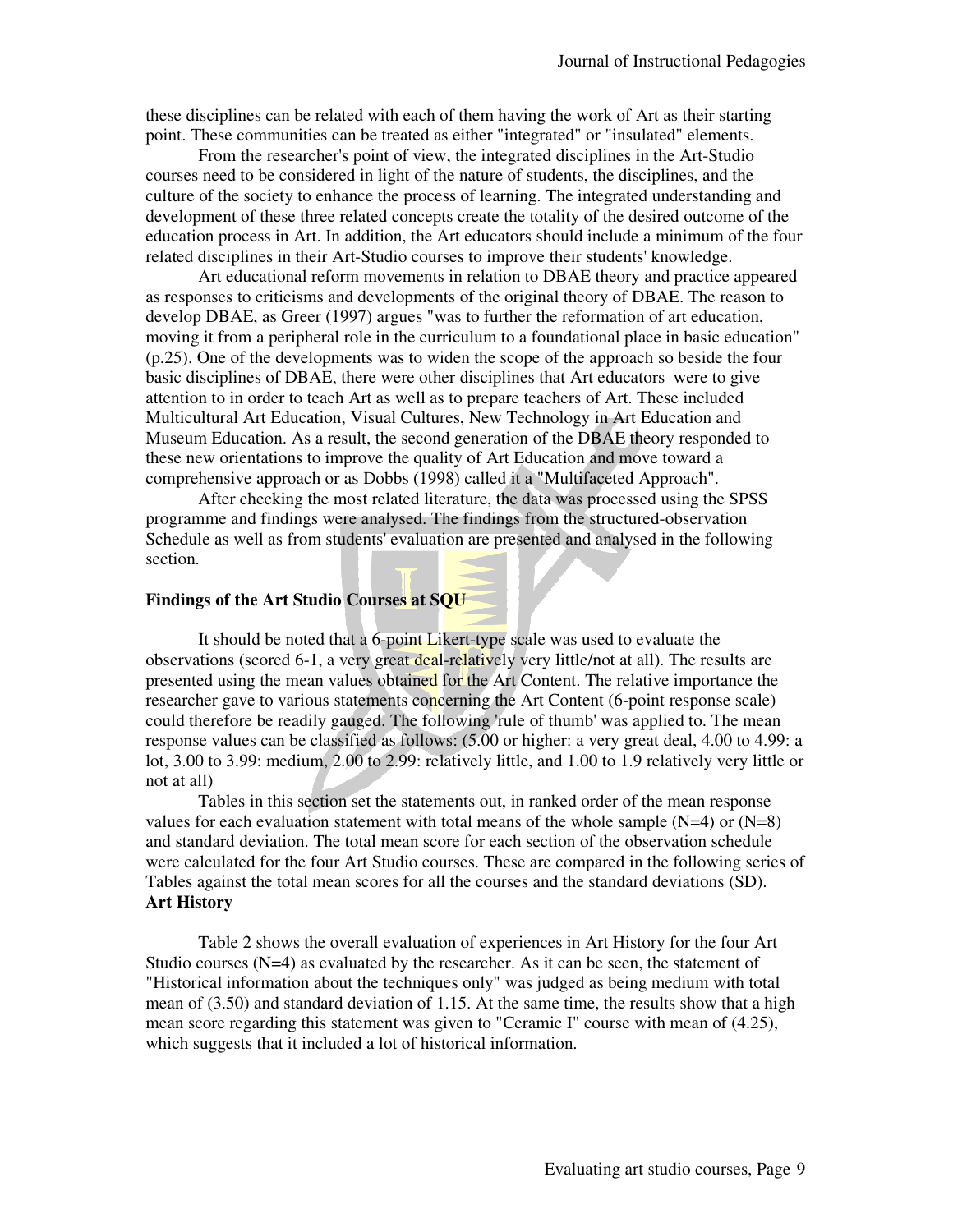these disciplines can be related with each of them having the work of Art as their starting point. These communities can be treated as either "integrated" or "insulated" elements.

From the researcher's point of view, the integrated disciplines in the Art-Studio courses need to be considered in light of the nature of students, the disciplines, and the culture of the society to enhance the process of learning. The integrated understanding and development of these three related concepts create the totality of the desired outcome of the education process in Art. In addition, the Art educators should include a minimum of the four related disciplines in their Art-Studio courses to improve their students' knowledge.

Art educational reform movements in relation to DBAE theory and practice appeared as responses to criticisms and developments of the original theory of DBAE. The reason to develop DBAE, as Greer (1997) argues "was to further the reformation of art education, moving it from a peripheral role in the curriculum to a foundational place in basic education" (p.25). One of the developments was to widen the scope of the approach so beside the four basic disciplines of DBAE, there were other disciplines that Art educators were to give attention to in order to teach Art as well as to prepare teachers of Art. These included Multicultural Art Education, Visual Cultures, New Technology in Art Education and Museum Education. As a result, the second generation of the DBAE theory responded to these new orientations to improve the quality of Art Education and move toward a comprehensive approach or as Dobbs (1998) called it a "Multifaceted Approach".

After checking the most related literature, the data was processed using the SPSS programme and findings were analysed. The findings from the structured-observation Schedule as well as from students' evaluation are presented and analysed in the following section.

**Findings of the Art Studio Courses at SQU**

It should be noted that a 6-point Likert-type scale was used to evaluate the observations (scored 6-1, a very great deal-relatively very little/not at all). The results are presented using the mean values obtained for the Art Content. The relative importance the researcher gave to various statements concerning the Art Content (6-point response scale) could therefore be readily gauged. The following 'rule of thumb' was applied to. The mean response values can be classified as follows: (5.00 or higher: a very great deal, 4.00 to 4.99: a lot, 3.00 to 3.99: medium, 2.00 to 2.99: relatively little, and 1.00 to 1.9 relatively very little or not at all)

Tables in this section set the statements out, in ranked order of the mean response values for each evaluation statement with total means of the whole sample (N=4) or (N=8) and standard deviation. The total mean score for each section of the observation schedule were calculated for the four Art Studio courses. These are compared in the following series of Tables against the total mean scores for all the courses and the standard deviations (SD).

**Art History**

Table 2 shows the overall evaluation of experiences in Art History for the four Art Studio courses (N=4) as evaluated by the researcher. As it can be seen, the statement of "Historical information about the techniques only" was judged as being medium with total mean of (3.50) and standard deviation of 1.15. At the same time, the results show that a high mean score regarding this statement was given to "Ceramic I" course with mean of (4.25), which suggests that it included a lot of historical information.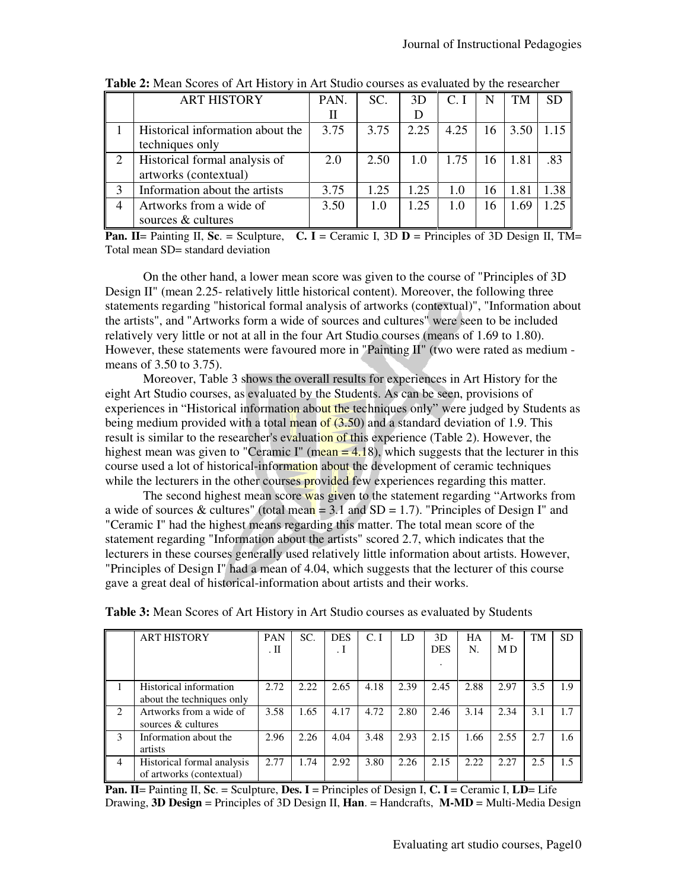**Table 2:** Mean Scores of Art History in Art Studio courses as evaluated by the researcher

| | ART HISTORY | PAN. II | SC. | 3D D | C. I | N | TM | SD |
|---|---|---|---|---|---|---|---|---|
| 1 | Historical information about the techniques only | 3.75 | 3.75 | 2.25 | 4.25 | 16 | 3.50 | 1.15 |
| 2 | Historical formal analysis of artworks (contextual) | 2.0 | 2.50 | 1.0 | 1.75 | 16 | 1.81 | .83 |
| 3 | Information about the artists | 3.75 | 1.25 | 1.25 | 1.0 | 16 | 1.81 | 1.38 |
| 4 | Artworks from a wide of sources & cultures | 3.50 | 1.0 | 1.25 | 1.0 | 16 | 1.69 | 1.25 |

**Pan. II**= Painting II, **Sc**. = Sculpture, **C. I** = Ceramic I, 3D **D** = Principles of 3D Design II, TM= Total mean SD= standard deviation

On the other hand, a lower mean score was given to the course of "Principles of 3D Design II" (mean 2.25- relatively little historical content). Moreover, the following three statements regarding "historical formal analysis of artworks (contextual)", "Information about the artists", and "Artworks form a wide of sources and cultures" were seen to be included relatively very little or not at all in the four Art Studio courses (means of 1.69 to 1.80). However, these statements were favoured more in "Painting II" (two were rated as medium - means of 3.50 to 3.75).

Moreover, Table 3 shows the overall results for experiences in Art History for the eight Art Studio courses, as evaluated by the Students. As can be seen, provisions of experiences in "Historical information about the techniques only" were judged by Students as being medium provided with a total mean of (3.50) and a standard deviation of 1.9. This result is similar to the researcher's evaluation of this experience (Table 2). However, the highest mean was given to "Ceramic I" (mean = 4.18), which suggests that the lecturer in this course used a lot of historical-information about the development of ceramic techniques while the lecturers in the other courses provided few experiences regarding this matter.

The second highest mean score was given to the statement regarding "Artworks from a wide of sources & cultures" (total mean = 3.1 and SD = 1.7). "Principles of Design I" and "Ceramic I" had the highest means regarding this matter. The total mean score of the statement regarding "Information about the artists" scored 2.7, which indicates that the lecturers in these courses generally used relatively little information about artists. However, "Principles of Design I" had a mean of 4.04, which suggests that the lecturer of this course gave a great deal of historical-information about artists and their works.

**Table 3:** Mean Scores of Art History in Art Studio courses as evaluated by Students

| | ART HISTORY | PAN . II | SC. | DES . I | C. I | LD | 3D DES . | HA N. | M- M D | TM | SD |
|---|---|---|---|---|---|---|---|---|---|---|---|
| 1 | Historical information about the techniques only | 2.72 | 2.22 | 2.65 | 4.18 | 2.39 | 2.45 | 2.88 | 2.97 | 3.5 | 1.9 |
| 2 | Artworks from a wide of sources & cultures | 3.58 | 1.65 | 4.17 | 4.72 | 2.80 | 2.46 | 3.14 | 2.34 | 3.1 | 1.7 |
| 3 | Information about the artists | 2.96 | 2.26 | 4.04 | 3.48 | 2.93 | 2.15 | 1.66 | 2.55 | 2.7 | 1.6 |
| 4 | Historical formal analysis of artworks (contextual) | 2.77 | 1.74 | 2.92 | 3.80 | 2.26 | 2.15 | 2.22 | 2.27 | 2.5 | 1.5 |

**Pan. II**= Painting II, **Sc**. = Sculpture, **Des. I** = Principles of Design I, **C. I** = Ceramic I, **LD**= Life Drawing, **3D Design** = Principles of 3D Design II, **Han**. = Handcrafts, **M-MD** = Multi-Media Design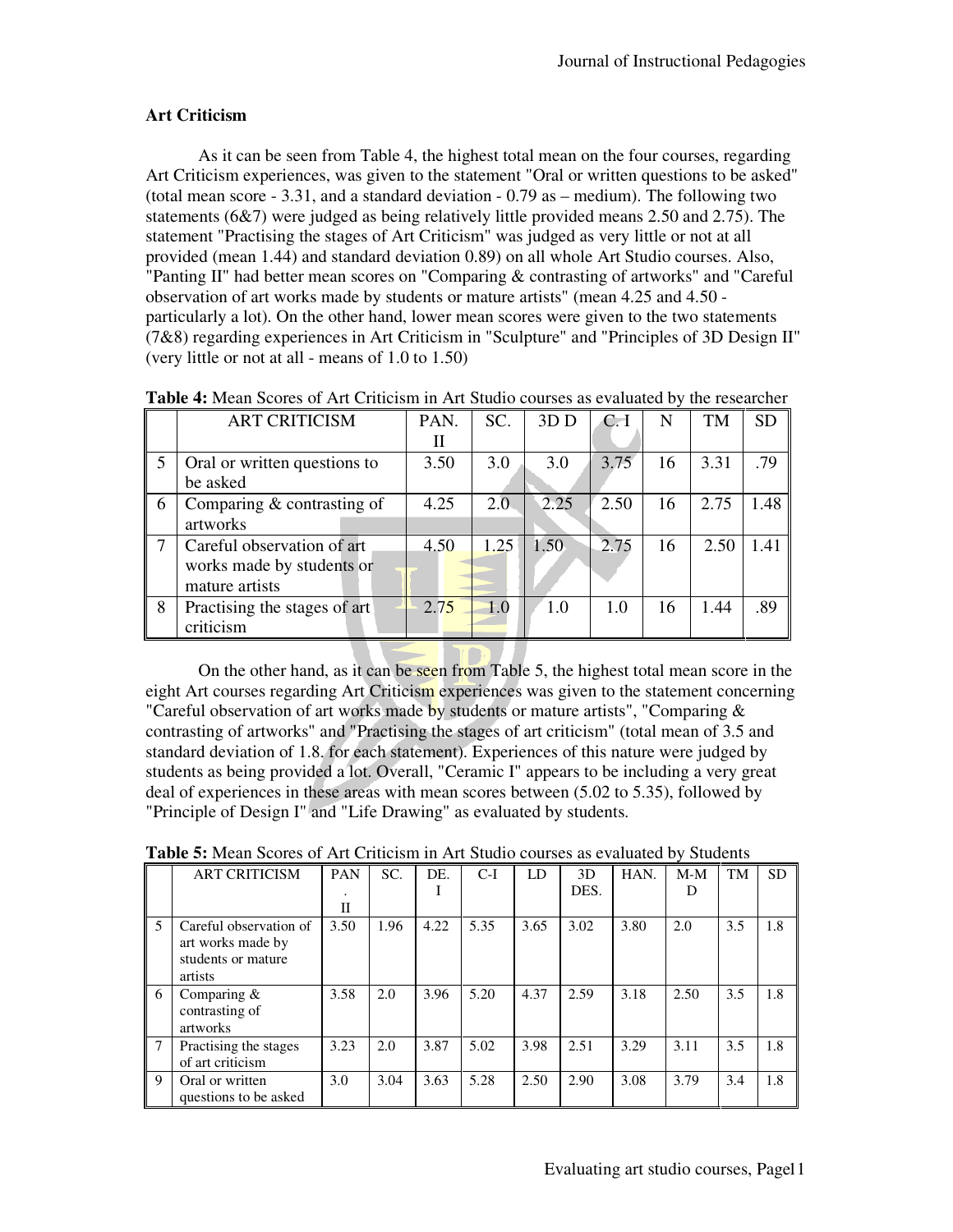## Art Criticism

As it can be seen from Table 4, the highest total mean on the four courses, regarding Art Criticism experiences, was given to the statement "Oral or written questions to be asked" (total mean score - 3.31, and a standard deviation - 0.79 as – medium). The following two statements (6&7) were judged as being relatively little provided means 2.50 and 2.75). The statement "Practising the stages of Art Criticism" was judged as very little or not at all provided (mean 1.44) and standard deviation 0.89) on all whole Art Studio courses. Also, "Panting II" had better mean scores on "Comparing & contrasting of artworks" and "Careful observation of art works made by students or mature artists" (mean 4.25 and 4.50 - particularly a lot). On the other hand, lower mean scores were given to the two statements (7&8) regarding experiences in Art Criticism in "Sculpture" and "Principles of 3D Design II" (very little or not at all - means of 1.0 to 1.50)

**Table 4:** Mean Scores of Art Criticism in Art Studio courses as evaluated by the researcher

| | ART CRITICISM | PAN. II | SC. | 3D D | C. I | N | TM | SD |
|---|---|---|---|---|---|---|---|---|
| 5 | Oral or written questions to be asked | 3.50 | 3.0 | 3.0 | 3.75 | 16 | 3.31 | .79 |
| 6 | Comparing & contrasting of artworks | 4.25 | 2.0 | 2.25 | 2.50 | 16 | 2.75 | 1.48 |
| 7 | Careful observation of art works made by students or mature artists | 4.50 | 1.25 | 1.50 | 2.75 | 16 | 2.50 | 1.41 |
| 8 | Practising the stages of art criticism | 2.75 | 1.0 | 1.0 | 1.0 | 16 | 1.44 | .89 |

On the other hand, as it can be seen from Table 5, the highest total mean score in the eight Art courses regarding Art Criticism experiences was given to the statement concerning "Careful observation of art works made by students or mature artists", "Comparing & contrasting of artworks" and "Practising the stages of art criticism" (total mean of 3.5 and standard deviation of 1.8. for each statement). Experiences of this nature were judged by students as being provided a lot. Overall, "Ceramic I" appears to be including a very great deal of experiences in these areas with mean scores between (5.02 to 5.35), followed by "Principle of Design I" and "Life Drawing" as evaluated by students.

**Table 5:** Mean Scores of Art Criticism in Art Studio courses as evaluated by Students

| | ART CRITICISM | PAN. II | SC. | DE. I | C-I | LD | 3D DES. | HAN. | M-MD | TM | SD |
|---|---|---|---|---|---|---|---|---|---|---|---|
| 5 | Careful observation of art works made by students or mature artists | 3.50 | 1.96 | 4.22 | 5.35 | 3.65 | 3.02 | 3.80 | 2.0 | 3.5 | 1.8 |
| 6 | Comparing & contrasting of artworks | 3.58 | 2.0 | 3.96 | 5.20 | 4.37 | 2.59 | 3.18 | 2.50 | 3.5 | 1.8 |
| 7 | Practising the stages of art criticism | 3.23 | 2.0 | 3.87 | 5.02 | 3.98 | 2.51 | 3.29 | 3.11 | 3.5 | 1.8 |
| 9 | Oral or written questions to be asked | 3.0 | 3.04 | 3.63 | 5.28 | 2.50 | 2.90 | 3.08 | 3.79 | 3.4 | 1.8 |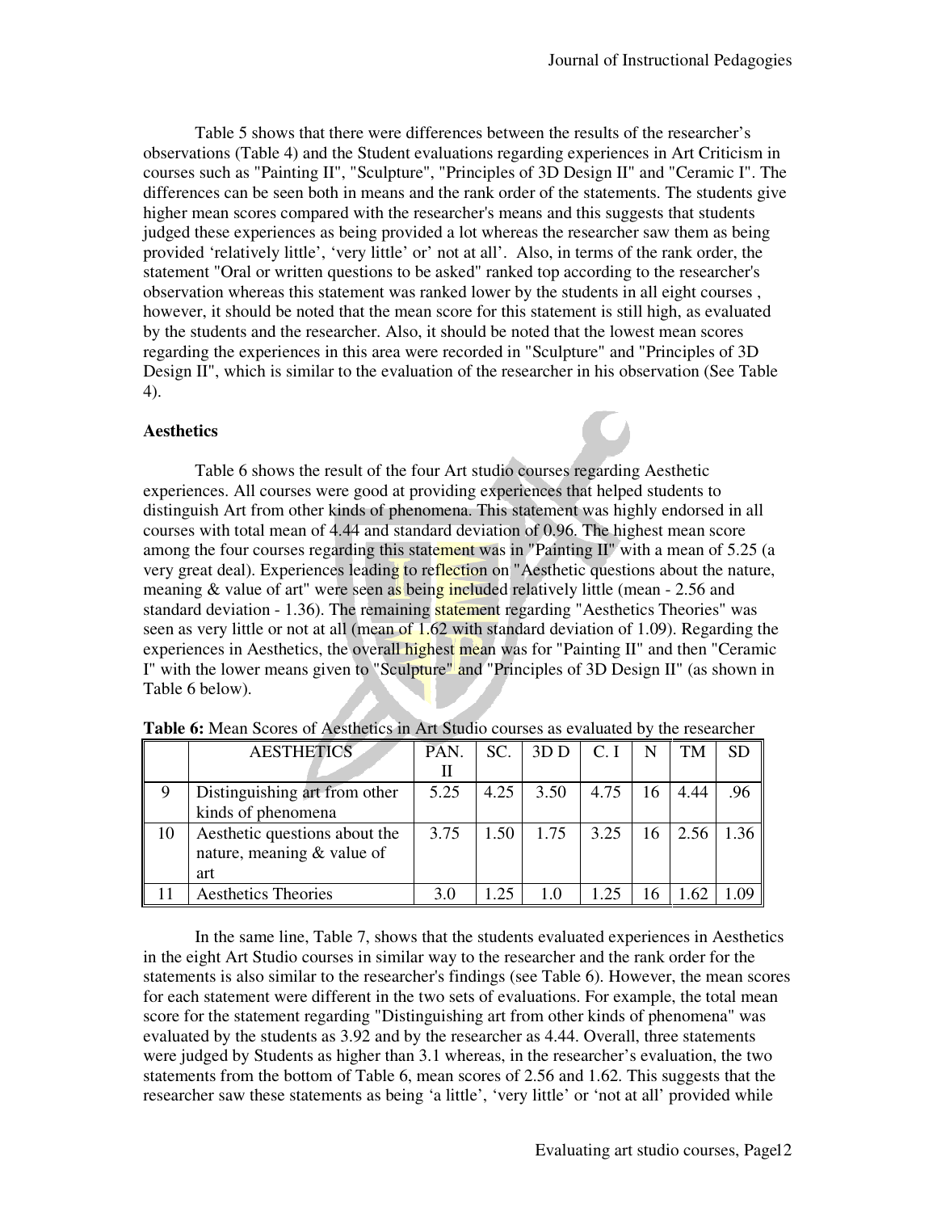Table 5 shows that there were differences between the results of the researcher's observations (Table 4) and the Student evaluations regarding experiences in Art Criticism in courses such as "Painting II", "Sculpture", "Principles of 3D Design II" and "Ceramic I". The differences can be seen both in means and the rank order of the statements. The students give higher mean scores compared with the researcher's means and this suggests that students judged these experiences as being provided a lot whereas the researcher saw them as being provided 'relatively little', 'very little' or' not at all'. Also, in terms of the rank order, the statement "Oral or written questions to be asked" ranked top according to the researcher's observation whereas this statement was ranked lower by the students in all eight courses , however, it should be noted that the mean score for this statement is still high, as evaluated by the students and the researcher. Also, it should be noted that the lowest mean scores regarding the experiences in this area were recorded in "Sculpture" and "Principles of 3D Design II", which is similar to the evaluation of the researcher in his observation (See Table 4).

**Aesthetics**

Table 6 shows the result of the four Art studio courses regarding Aesthetic experiences. All courses were good at providing experiences that helped students to distinguish Art from other kinds of phenomena. This statement was highly endorsed in all courses with total mean of 4.44 and standard deviation of 0.96. The highest mean score among the four courses regarding this statement was in "Painting II" with a mean of 5.25 (a very great deal). Experiences leading to reflection on "Aesthetic questions about the nature, meaning & value of art" were seen as being included relatively little (mean - 2.56 and standard deviation - 1.36). The remaining statement regarding "Aesthetics Theories" was seen as very little or not at all (mean of 1.62 with standard deviation of 1.09). Regarding the experiences in Aesthetics, the overall highest mean was for "Painting II" and then "Ceramic I" with the lower means given to "Sculpture" and "Principles of 3D Design II" (as shown in Table 6 below).

**Table 6:** Mean Scores of Aesthetics in Art Studio courses as evaluated by the researcher

| | AESTHETICS | PAN. II | SC. | 3D D | C. I | N | TM | SD |
|---|---|---|---|---|---|---|---|---|
| 9 | Distinguishing art from other kinds of phenomena | 5.25 | 4.25 | 3.50 | 4.75 | 16 | 4.44 | .96 |
| 10 | Aesthetic questions about the nature, meaning & value of art | 3.75 | 1.50 | 1.75 | 3.25 | 16 | 2.56 | 1.36 |
| 11 | Aesthetics Theories | 3.0 | 1.25 | 1.0 | 1.25 | 16 | 1.62 | 1.09 |

In the same line, Table 7, shows that the students evaluated experiences in Aesthetics in the eight Art Studio courses in similar way to the researcher and the rank order for the statements is also similar to the researcher's findings (see Table 6). However, the mean scores for each statement were different in the two sets of evaluations. For example, the total mean score for the statement regarding "Distinguishing art from other kinds of phenomena" was evaluated by the students as 3.92 and by the researcher as 4.44. Overall, three statements were judged by Students as higher than 3.1 whereas, in the researcher's evaluation, the two statements from the bottom of Table 6, mean scores of 2.56 and 1.62. This suggests that the researcher saw these statements as being 'a little', 'very little' or 'not at all' provided while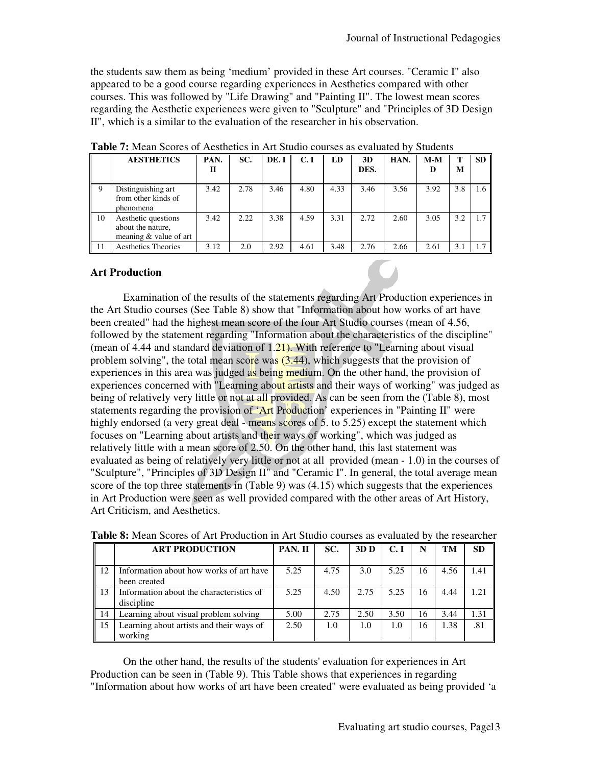the students saw them as being 'medium' provided in these Art courses. "Ceramic I" also appeared to be a good course regarding experiences in Aesthetics compared with other courses. This was followed by "Life Drawing" and "Painting II". The lowest mean scores regarding the Aesthetic experiences were given to "Sculpture" and "Principles of 3D Design II", which is a similar to the evaluation of the researcher in his observation.

**Table 7:** Mean Scores of Aesthetics in Art Studio courses as evaluated by Students

| | AESTHETICS | PAN. II | SC. | DE. I | C. I | LD | 3D DES. | HAN. | M-M D | T M | SD |
|---|---|---|---|---|---|---|---|---|---|---|---|
| 9 | Distinguishing art from other kinds of phenomena | 3.42 | 2.78 | 3.46 | 4.80 | 4.33 | 3.46 | 3.56 | 3.92 | 3.8 | 1.6 |
| 10 | Aesthetic questions about the nature, meaning & value of art | 3.42 | 2.22 | 3.38 | 4.59 | 3.31 | 2.72 | 2.60 | 3.05 | 3.2 | 1.7 |
| 11 | Aesthetics Theories | 3.12 | 2.0 | 2.92 | 4.61 | 3.48 | 2.76 | 2.66 | 2.61 | 3.1 | 1.7 |

**Art Production**

Examination of the results of the statements regarding Art Production experiences in the Art Studio courses (See Table 8) show that "Information about how works of art have been created" had the highest mean score of the four Art Studio courses (mean of 4.56, followed by the statement regarding "Information about the characteristics of the discipline" (mean of 4.44 and standard deviation of 1.21). With reference to "Learning about visual problem solving", the total mean score was (3.44), which suggests that the provision of experiences in this area was judged as being medium. On the other hand, the provision of experiences concerned with "Learning about artists and their ways of working" was judged as being of relatively very little or not at all provided. As can be seen from the (Table 8), most statements regarding the provision of 'Art Production' experiences in "Painting II" were highly endorsed (a very great deal - means scores of 5. to 5.25) except the statement which focuses on "Learning about artists and their ways of working", which was judged as relatively little with a mean score of 2.50. On the other hand, this last statement was evaluated as being of relatively very little or not at all provided (mean - 1.0) in the courses of "Sculpture", "Principles of 3D Design II" and "Ceramic I". In general, the total average mean score of the top three statements in (Table 9) was (4.15) which suggests that the experiences in Art Production were seen as well provided compared with the other areas of Art History, Art Criticism, and Aesthetics.

**Table 8:** Mean Scores of Art Production in Art Studio courses as evaluated by the researcher

| | ART PRODUCTION | PAN. II | SC. | 3D D | C. I | N | TM | SD |
|---|---|---|---|---|---|---|---|---|
| 12 | Information about how works of art have been created | 5.25 | 4.75 | 3.0 | 5.25 | 16 | 4.56 | 1.41 |
| 13 | Information about the characteristics of discipline | 5.25 | 4.50 | 2.75 | 5.25 | 16 | 4.44 | 1.21 |
| 14 | Learning about visual problem solving | 5.00 | 2.75 | 2.50 | 3.50 | 16 | 3.44 | 1.31 |
| 15 | Learning about artists and their ways of working | 2.50 | 1.0 | 1.0 | 1.0 | 16 | 1.38 | .81 |

On the other hand, the results of the students' evaluation for experiences in Art Production can be seen in (Table 9). This Table shows that experiences in regarding "Information about how works of art have been created" were evaluated as being provided 'a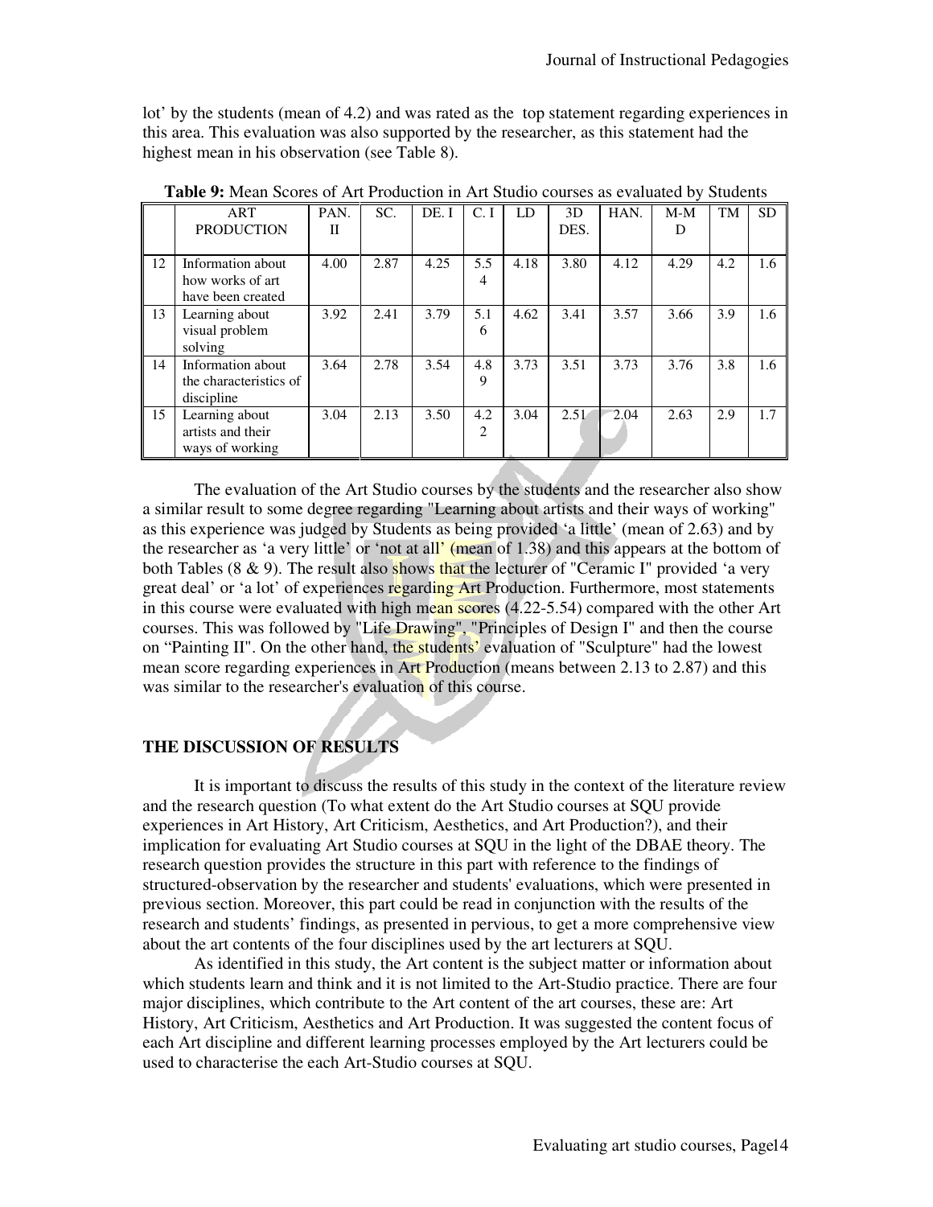lot' by the students (mean of 4.2) and was rated as the top statement regarding experiences in this area. This evaluation was also supported by the researcher, as this statement had the highest mean in his observation (see Table 8).

**Table 9:** Mean Scores of Art Production in Art Studio courses as evaluated by Students

| | ART PRODUCTION | PAN. II | SC. | DE. I | C. I | LD | 3D DES. | HAN. | M-M D | TM | SD |
|---|---|---|---|---|---|---|---|---|---|---|---|
| 12 | Information about how works of art have been created | 4.00 | 2.87 | 4.25 | 5.54 | 4.18 | 3.80 | 4.12 | 4.29 | 4.2 | 1.6 |
| 13 | Learning about visual problem solving | 3.92 | 2.41 | 3.79 | 5.16 | 4.62 | 3.41 | 3.57 | 3.66 | 3.9 | 1.6 |
| 14 | Information about the characteristics of discipline | 3.64 | 2.78 | 3.54 | 4.89 | 3.73 | 3.51 | 3.73 | 3.76 | 3.8 | 1.6 |
| 15 | Learning about artists and their ways of working | 3.04 | 2.13 | 3.50 | 4.22 | 3.04 | 2.51 | 2.04 | 2.63 | 2.9 | 1.7 |

The evaluation of the Art Studio courses by the students and the researcher also show a similar result to some degree regarding "Learning about artists and their ways of working" as this experience was judged by Students as being provided 'a little' (mean of 2.63) and by the researcher as 'a very little' or 'not at all' (mean of 1.38) and this appears at the bottom of both Tables (8 & 9). The result also shows that the lecturer of "Ceramic I" provided 'a very great deal' or 'a lot' of experiences regarding Art Production. Furthermore, most statements in this course were evaluated with high mean scores (4.22-5.54) compared with the other Art courses. This was followed by "Life Drawing", "Principles of Design I" and then the course on "Painting II". On the other hand, the students' evaluation of "Sculpture" had the lowest mean score regarding experiences in Art Production (means between 2.13 to 2.87) and this was similar to the researcher's evaluation of this course.

## THE DISCUSSION OF RESULTS

It is important to discuss the results of this study in the context of the literature review and the research question (To what extent do the Art Studio courses at SQU provide experiences in Art History, Art Criticism, Aesthetics, and Art Production?), and their implication for evaluating Art Studio courses at SQU in the light of the DBAE theory. The research question provides the structure in this part with reference to the findings of structured-observation by the researcher and students' evaluations, which were presented in previous section. Moreover, this part could be read in conjunction with the results of the research and students' findings, as presented in pervious, to get a more comprehensive view about the art contents of the four disciplines used by the art lecturers at SQU.

As identified in this study, the Art content is the subject matter or information about which students learn and think and it is not limited to the Art-Studio practice. There are four major disciplines, which contribute to the Art content of the art courses, these are: Art History, Art Criticism, Aesthetics and Art Production. It was suggested the content focus of each Art discipline and different learning processes employed by the Art lecturers could be used to characterise the each Art-Studio courses at SQU.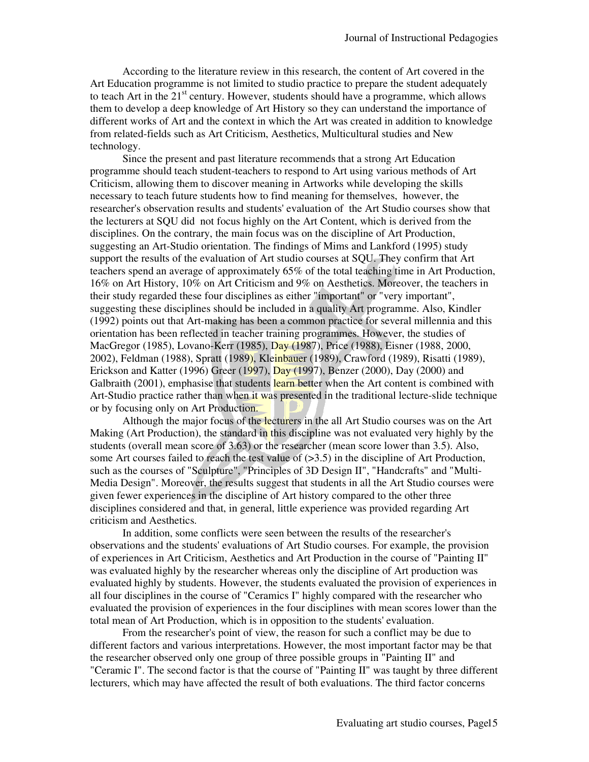According to the literature review in this research, the content of Art covered in the Art Education programme is not limited to studio practice to prepare the student adequately to teach Art in the 21st century. However, students should have a programme, which allows them to develop a deep knowledge of Art History so they can understand the importance of different works of Art and the context in which the Art was created in addition to knowledge from related-fields such as Art Criticism, Aesthetics, Multicultural studies and New technology.

Since the present and past literature recommends that a strong Art Education programme should teach student-teachers to respond to Art using various methods of Art Criticism, allowing them to discover meaning in Artworks while developing the skills necessary to teach future students how to find meaning for themselves, however, the researcher's observation results and students' evaluation of the Art Studio courses show that the lecturers at SQU did not focus highly on the Art Content, which is derived from the disciplines. On the contrary, the main focus was on the discipline of Art Production, suggesting an Art-Studio orientation. The findings of Mims and Lankford (1995) study support the results of the evaluation of Art studio courses at SQU. They confirm that Art teachers spend an average of approximately 65% of the total teaching time in Art Production, 16% on Art History, 10% on Art Criticism and 9% on Aesthetics. Moreover, the teachers in their study regarded these four disciplines as either "important" or "very important", suggesting these disciplines should be included in a quality Art programme. Also, Kindler (1992) points out that Art-making has been a common practice for several millennia and this orientation has been reflected in teacher training programmes. However, the studies of MacGregor (1985), Lovano-Kerr (1985), Day (1987), Price (1988), Eisner (1988, 2000, 2002), Feldman (1988), Spratt (1989), Kleinbauer (1989), Crawford (1989), Risatti (1989), Erickson and Katter (1996) Greer (1997), Day (1997), Benzer (2000), Day (2000) and Galbraith (2001), emphasise that students learn better when the Art content is combined with Art-Studio practice rather than when it was presented in the traditional lecture-slide technique or by focusing only on Art Production.

Although the major focus of the lecturers in the all Art Studio courses was on the Art Making (Art Production), the standard in this discipline was not evaluated very highly by the students (overall mean score of 3.63) or the researcher (mean score lower than 3.5). Also, some Art courses failed to reach the test value of (>3.5) in the discipline of Art Production, such as the courses of "Sculpture", "Principles of 3D Design II", "Handcrafts" and "Multi-Media Design". Moreover, the results suggest that students in all the Art Studio courses were given fewer experiences in the discipline of Art history compared to the other three disciplines considered and that, in general, little experience was provided regarding Art criticism and Aesthetics.

In addition, some conflicts were seen between the results of the researcher's observations and the students' evaluations of Art Studio courses. For example, the provision of experiences in Art Criticism, Aesthetics and Art Production in the course of "Painting II" was evaluated highly by the researcher whereas only the discipline of Art production was evaluated highly by students. However, the students evaluated the provision of experiences in all four disciplines in the course of "Ceramics I" highly compared with the researcher who evaluated the provision of experiences in the four disciplines with mean scores lower than the total mean of Art Production, which is in opposition to the students' evaluation.

From the researcher's point of view, the reason for such a conflict may be due to different factors and various interpretations. However, the most important factor may be that the researcher observed only one group of three possible groups in "Painting II" and "Ceramic I". The second factor is that the course of "Painting II" was taught by three different lecturers, which may have affected the result of both evaluations. The third factor concerns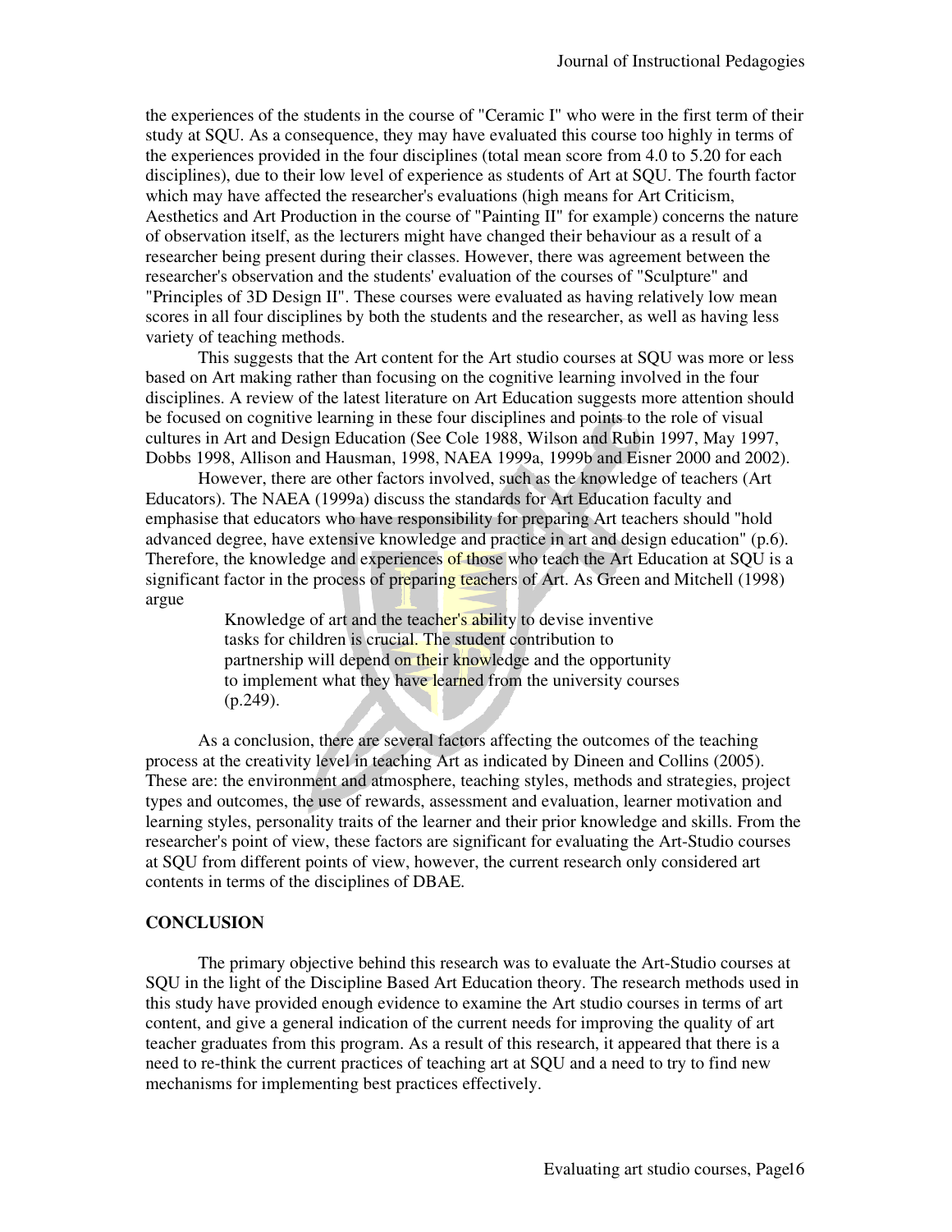the experiences of the students in the course of "Ceramic I" who were in the first term of their study at SQU. As a consequence, they may have evaluated this course too highly in terms of the experiences provided in the four disciplines (total mean score from 4.0 to 5.20 for each disciplines), due to their low level of experience as students of Art at SQU. The fourth factor which may have affected the researcher's evaluations (high means for Art Criticism, Aesthetics and Art Production in the course of "Painting II" for example) concerns the nature of observation itself, as the lecturers might have changed their behaviour as a result of a researcher being present during their classes. However, there was agreement between the researcher's observation and the students' evaluation of the courses of "Sculpture" and "Principles of 3D Design II". These courses were evaluated as having relatively low mean scores in all four disciplines by both the students and the researcher, as well as having less variety of teaching methods.

This suggests that the Art content for the Art studio courses at SQU was more or less based on Art making rather than focusing on the cognitive learning involved in the four disciplines. A review of the latest literature on Art Education suggests more attention should be focused on cognitive learning in these four disciplines and points to the role of visual cultures in Art and Design Education (See Cole 1988, Wilson and Rubin 1997, May 1997, Dobbs 1998, Allison and Hausman, 1998, NAEA 1999a, 1999b and Eisner 2000 and 2002).

However, there are other factors involved, such as the knowledge of teachers (Art Educators). The NAEA (1999a) discuss the standards for Art Education faculty and emphasise that educators who have responsibility for preparing Art teachers should "hold advanced degree, have extensive knowledge and practice in art and design education" (p.6). Therefore, the knowledge and experiences of those who teach the Art Education at SQU is a significant factor in the process of preparing teachers of Art. As Green and Mitchell (1998) argue

> Knowledge of art and the teacher's ability to devise inventive tasks for children is crucial. The student contribution to partnership will depend on their knowledge and the opportunity to implement what they have learned from the university courses (p.249).

As a conclusion, there are several factors affecting the outcomes of the teaching process at the creativity level in teaching Art as indicated by Dineen and Collins (2005). These are: the environment and atmosphere, teaching styles, methods and strategies, project types and outcomes, the use of rewards, assessment and evaluation, learner motivation and learning styles, personality traits of the learner and their prior knowledge and skills. From the researcher's point of view, these factors are significant for evaluating the Art-Studio courses at SQU from different points of view, however, the current research only considered art contents in terms of the disciplines of DBAE.

## CONCLUSION

The primary objective behind this research was to evaluate the Art-Studio courses at SQU in the light of the Discipline Based Art Education theory. The research methods used in this study have provided enough evidence to examine the Art studio courses in terms of art content, and give a general indication of the current needs for improving the quality of art teacher graduates from this program. As a result of this research, it appeared that there is a need to re-think the current practices of teaching art at SQU and a need to try to find new mechanisms for implementing best practices effectively.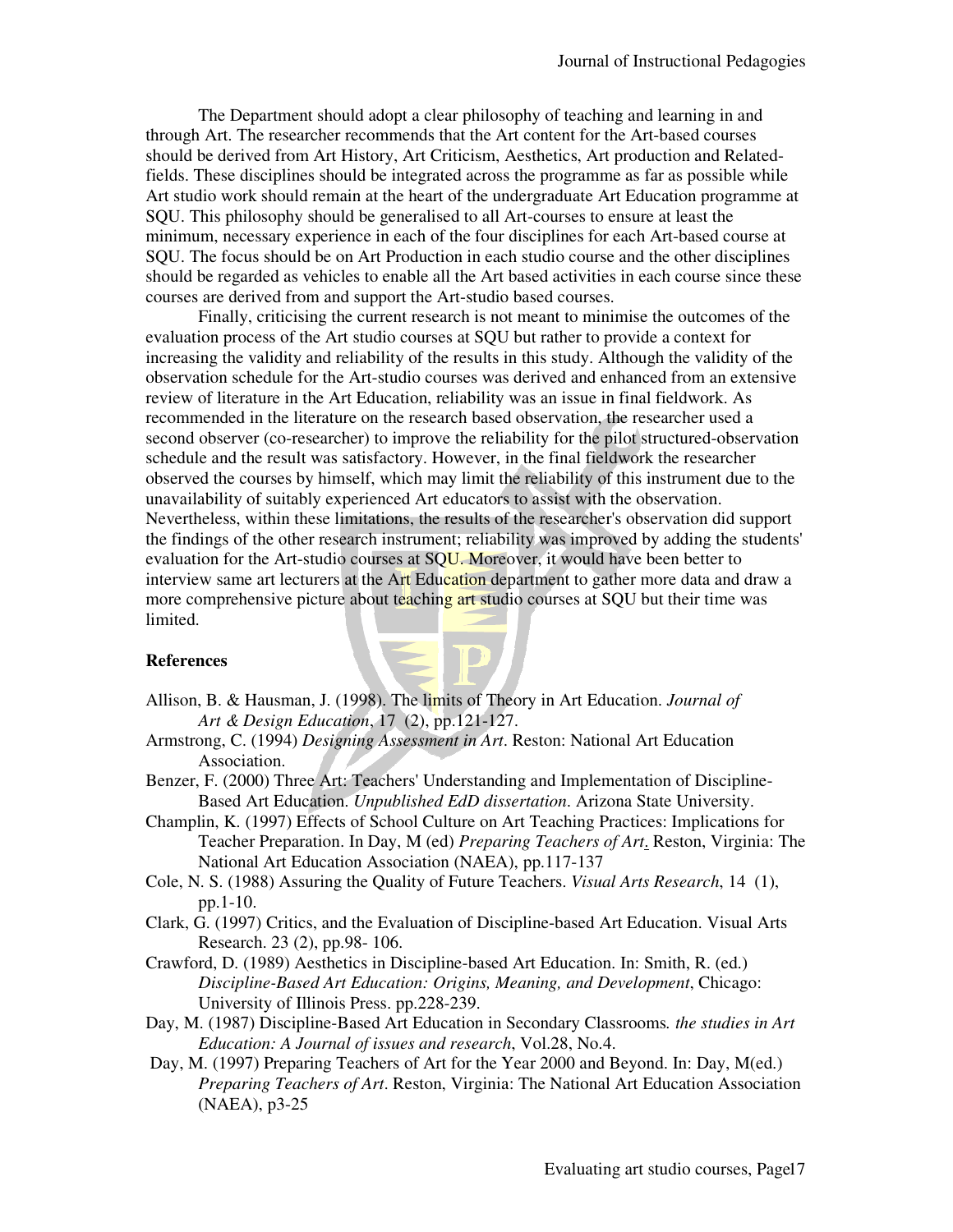The Department should adopt a clear philosophy of teaching and learning in and through Art. The researcher recommends that the Art content for the Art-based courses should be derived from Art History, Art Criticism, Aesthetics, Art production and Related-fields. These disciplines should be integrated across the programme as far as possible while Art studio work should remain at the heart of the undergraduate Art Education programme at SQU. This philosophy should be generalised to all Art-courses to ensure at least the minimum, necessary experience in each of the four disciplines for each Art-based course at SQU. The focus should be on Art Production in each studio course and the other disciplines should be regarded as vehicles to enable all the Art based activities in each course since these courses are derived from and support the Art-studio based courses.

Finally, criticising the current research is not meant to minimise the outcomes of the evaluation process of the Art studio courses at SQU but rather to provide a context for increasing the validity and reliability of the results in this study. Although the validity of the observation schedule for the Art-studio courses was derived and enhanced from an extensive review of literature in the Art Education, reliability was an issue in final fieldwork. As recommended in the literature on the research based observation, the researcher used a second observer (co-researcher) to improve the reliability for the pilot structured-observation schedule and the result was satisfactory. However, in the final fieldwork the researcher observed the courses by himself, which may limit the reliability of this instrument due to the unavailability of suitably experienced Art educators to assist with the observation. Nevertheless, within these limitations, the results of the researcher's observation did support the findings of the other research instrument; reliability was improved by adding the students' evaluation for the Art-studio courses at SQU. Moreover, it would have been better to interview same art lecturers at the Art Education department to gather more data and draw a more comprehensive picture about teaching art studio courses at SQU but their time was limited.

## References

Allison, B. & Hausman, J. (1998). The limits of Theory in Art Education. *Journal of Art & Design Education*, 17 (2), pp.121-127.

Armstrong, C. (1994) *Designing Assessment in Art*. Reston: National Art Education Association.

Benzer, F. (2000) Three Art: Teachers' Understanding and Implementation of Discipline-Based Art Education. *Unpublished EdD dissertation*. Arizona State University.

Champlin, K. (1997) Effects of School Culture on Art Teaching Practices: Implications for Teacher Preparation. In Day, M (ed) *Preparing Teachers of Art*. Reston, Virginia: The National Art Education Association (NAEA), pp.117-137

Cole, N. S. (1988) Assuring the Quality of Future Teachers. *Visual Arts Research*, 14 (1), pp.1-10.

Clark, G. (1997) Critics, and the Evaluation of Discipline-based Art Education. Visual Arts Research. 23 (2), pp.98- 106.

Crawford, D. (1989) Aesthetics in Discipline-based Art Education. In: Smith, R. (ed.) *Discipline-Based Art Education: Origins, Meaning, and Development*, Chicago: University of Illinois Press. pp.228-239.

Day, M. (1987) Discipline-Based Art Education in Secondary Classrooms*. the studies in Art Education: A Journal of issues and research*, Vol.28, No.4.

Day, M. (1997) Preparing Teachers of Art for the Year 2000 and Beyond. In: Day, M(ed.) *Preparing Teachers of Art*. Reston, Virginia: The National Art Education Association (NAEA), p3-25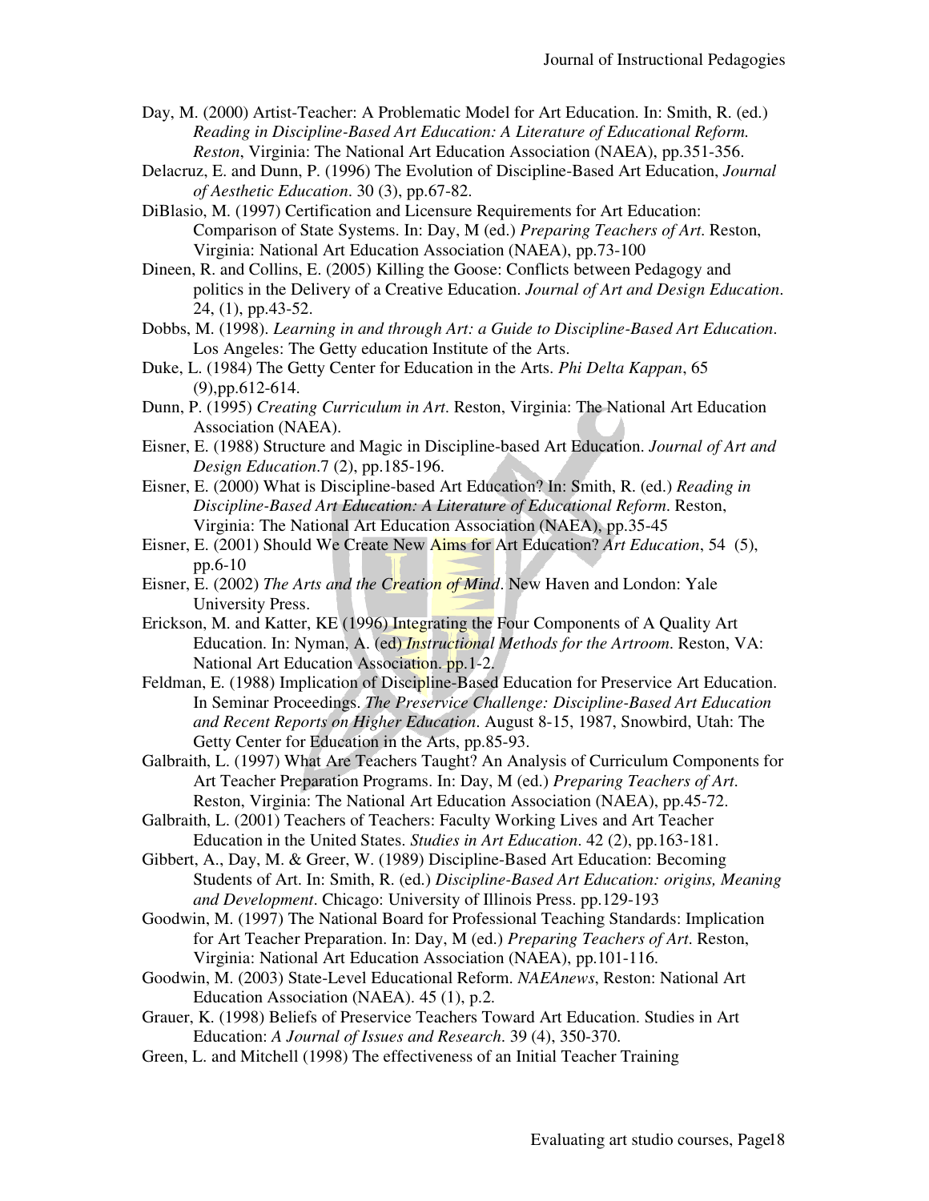Day, M. (2000) Artist-Teacher: A Problematic Model for Art Education. In: Smith, R. (ed.) *Reading in Discipline-Based Art Education: A Literature of Educational Reform. Reston*, Virginia: The National Art Education Association (NAEA), pp.351-356.

Delacruz, E. and Dunn, P. (1996) The Evolution of Discipline-Based Art Education, *Journal of Aesthetic Education*. 30 (3), pp.67-82.

DiBlasio, M. (1997) Certification and Licensure Requirements for Art Education: Comparison of State Systems. In: Day, M (ed.) *Preparing Teachers of Art*. Reston, Virginia: National Art Education Association (NAEA), pp.73-100

Dineen, R. and Collins, E. (2005) Killing the Goose: Conflicts between Pedagogy and politics in the Delivery of a Creative Education. *Journal of Art and Design Education*. 24, (1), pp.43-52.

Dobbs, M. (1998). *Learning in and through Art: a Guide to Discipline-Based Art Education*. Los Angeles: The Getty education Institute of the Arts.

Duke, L. (1984) The Getty Center for Education in the Arts. *Phi Delta Kappan*, 65 (9),pp.612-614.

Dunn, P. (1995) *Creating Curriculum in Art*. Reston, Virginia: The National Art Education Association (NAEA).

Eisner, E. (1988) Structure and Magic in Discipline-based Art Education. *Journal of Art and Design Education*.7 (2), pp.185-196.

Eisner, E. (2000) What is Discipline-based Art Education? In: Smith, R. (ed.) *Reading in Discipline-Based Art Education: A Literature of Educational Reform*. Reston, Virginia: The National Art Education Association (NAEA), pp.35-45

Eisner, E. (2001) Should We Create New Aims for Art Education? *Art Education*, 54 (5), pp.6-10

Eisner, E. (2002) *The Arts and the Creation of Mind*. New Haven and London: Yale University Press.

Erickson, M. and Katter, KE (1996) Integrating the Four Components of A Quality Art Education. In: Nyman, A. (ed) *Instructional Methods for the Artroom*. Reston, VA: National Art Education Association. pp.1-2.

Feldman, E. (1988) Implication of Discipline-Based Education for Preservice Art Education. In Seminar Proceedings. *The Preservice Challenge: Discipline-Based Art Education and Recent Reports on Higher Education*. August 8-15, 1987, Snowbird, Utah: The Getty Center for Education in the Arts, pp.85-93.

Galbraith, L. (1997) What Are Teachers Taught? An Analysis of Curriculum Components for Art Teacher Preparation Programs. In: Day, M (ed.) *Preparing Teachers of Art*. Reston, Virginia: The National Art Education Association (NAEA), pp.45-72.

Galbraith, L. (2001) Teachers of Teachers: Faculty Working Lives and Art Teacher Education in the United States. *Studies in Art Education*. 42 (2), pp.163-181.

Gibbert, A., Day, M. & Greer, W. (1989) Discipline-Based Art Education: Becoming Students of Art. In: Smith, R. (ed.) *Discipline-Based Art Education: origins, Meaning and Development*. Chicago: University of Illinois Press. pp.129-193

Goodwin, M. (1997) The National Board for Professional Teaching Standards: Implication for Art Teacher Preparation. In: Day, M (ed.) *Preparing Teachers of Art*. Reston, Virginia: National Art Education Association (NAEA), pp.101-116.

Goodwin, M. (2003) State-Level Educational Reform. *NAEAnews*, Reston: National Art Education Association (NAEA). 45 (1), p.2.

Grauer, K. (1998) Beliefs of Preservice Teachers Toward Art Education. Studies in Art Education: *A Journal of Issues and Research*. 39 (4), 350-370.

Green, L. and Mitchell (1998) The effectiveness of an Initial Teacher Training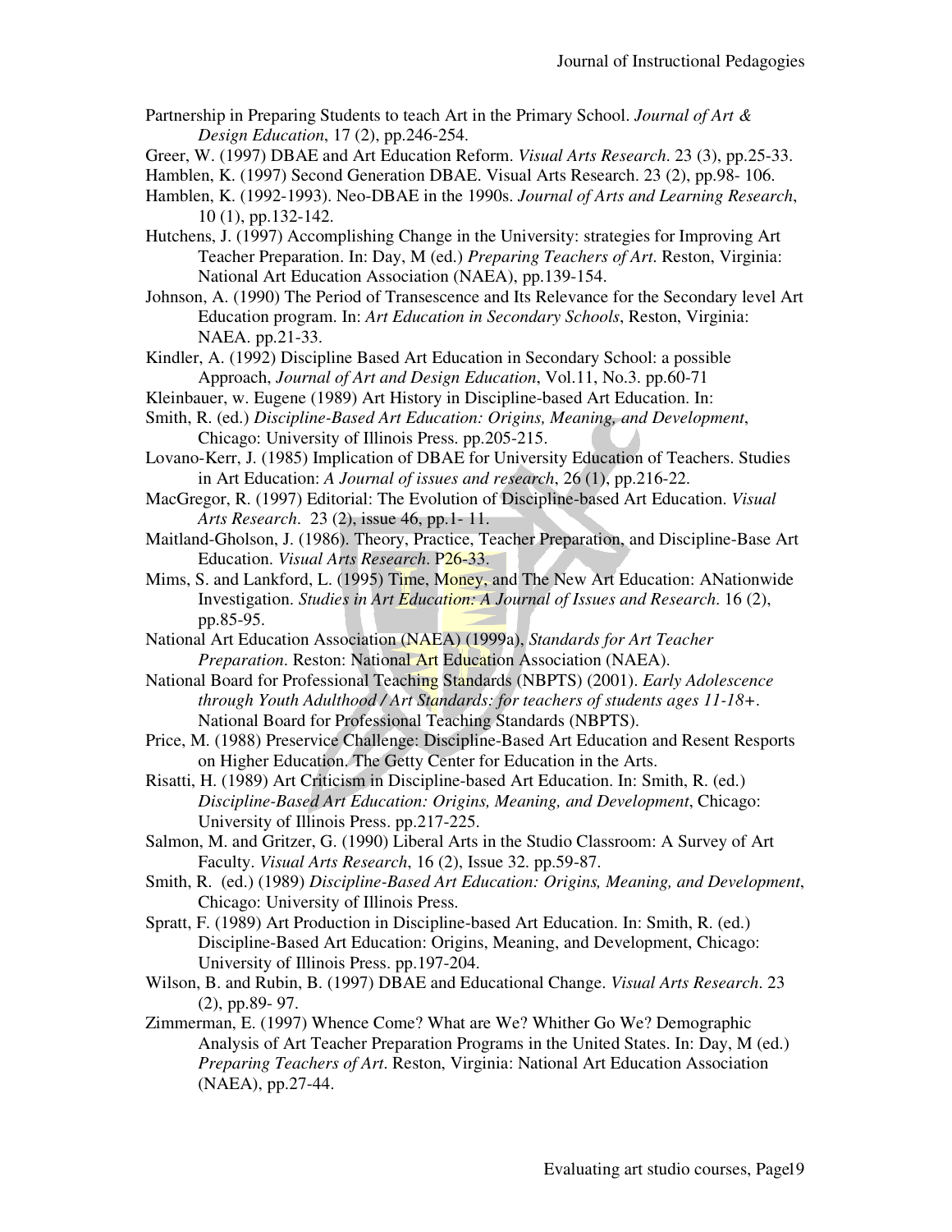Partnership in Preparing Students to teach Art in the Primary School. *Journal of Art & Design Education*, 17 (2), pp.246-254.

Greer, W. (1997) DBAE and Art Education Reform. *Visual Arts Research*. 23 (3), pp.25-33.

Hamblen, K. (1997) Second Generation DBAE. Visual Arts Research. 23 (2), pp.98- 106.

Hamblen, K. (1992-1993). Neo-DBAE in the 1990s. *Journal of Arts and Learning Research*, 10 (1), pp.132-142.

Hutchens, J. (1997) Accomplishing Change in the University: strategies for Improving Art Teacher Preparation. In: Day, M (ed.) *Preparing Teachers of Art*. Reston, Virginia: National Art Education Association (NAEA), pp.139-154.

Johnson, A. (1990) The Period of Transescence and Its Relevance for the Secondary level Art Education program. In: *Art Education in Secondary Schools*, Reston, Virginia: NAEA. pp.21-33.

Kindler, A. (1992) Discipline Based Art Education in Secondary School: a possible Approach, *Journal of Art and Design Education*, Vol.11, No.3. pp.60-71

Kleinbauer, w. Eugene (1989) Art History in Discipline-based Art Education. In:

Smith, R. (ed.) *Discipline-Based Art Education: Origins, Meaning, and Development*, Chicago: University of Illinois Press. pp.205-215.

Lovano-Kerr, J. (1985) Implication of DBAE for University Education of Teachers. Studies in Art Education: *A Journal of issues and research*, 26 (1), pp.216-22.

MacGregor, R. (1997) Editorial: The Evolution of Discipline-based Art Education. *Visual Arts Research*. 23 (2), issue 46, pp.1- 11.

Maitland-Gholson, J. (1986). Theory, Practice, Teacher Preparation, and Discipline-Base Art Education. *Visual Arts Research*. P26-33.

Mims, S. and Lankford, L. (1995) Time, Money, and The New Art Education: ANationwide Investigation. *Studies in Art Education: A Journal of Issues and Research*. 16 (2), pp.85-95.

National Art Education Association (NAEA) (1999a), *Standards for Art Teacher Preparation*. Reston: National Art Education Association (NAEA).

National Board for Professional Teaching Standards (NBPTS) (2001). *Early Adolescence through Youth Adulthood / Art Standards: for teachers of students ages 11-18+*. National Board for Professional Teaching Standards (NBPTS).

Price, M. (1988) Preservice Challenge: Discipline-Based Art Education and Resent Resports on Higher Education. The Getty Center for Education in the Arts.

Risatti, H. (1989) Art Criticism in Discipline-based Art Education. In: Smith, R. (ed.) *Discipline-Based Art Education: Origins, Meaning, and Development*, Chicago: University of Illinois Press. pp.217-225.

Salmon, M. and Gritzer, G. (1990) Liberal Arts in the Studio Classroom: A Survey of Art Faculty. *Visual Arts Research*, 16 (2), Issue 32. pp.59-87.

Smith, R. (ed.) (1989) *Discipline-Based Art Education: Origins, Meaning, and Development*, Chicago: University of Illinois Press.

Spratt, F. (1989) Art Production in Discipline-based Art Education. In: Smith, R. (ed.) Discipline-Based Art Education: Origins, Meaning, and Development, Chicago: University of Illinois Press. pp.197-204.

Wilson, B. and Rubin, B. (1997) DBAE and Educational Change. *Visual Arts Research*. 23 (2), pp.89- 97.

Zimmerman, E. (1997) Whence Come? What are We? Whither Go We? Demographic Analysis of Art Teacher Preparation Programs in the United States. In: Day, M (ed.) *Preparing Teachers of Art*. Reston, Virginia: National Art Education Association (NAEA), pp.27-44.